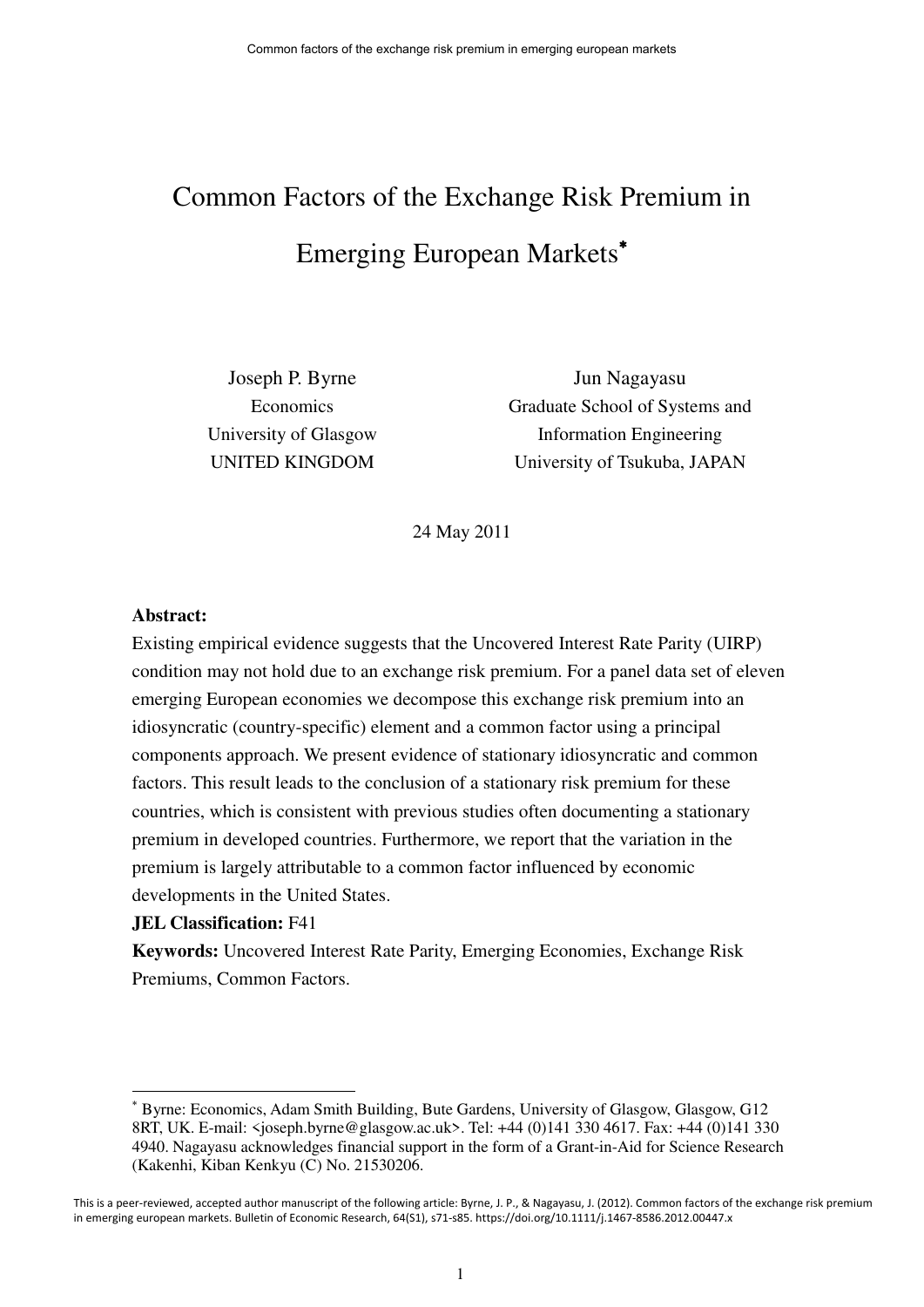# Common Factors of the Exchange Risk Premium in Emerging European Markets*

Joseph P. Byrne
Economics
University of Glasgow
UNITED KINGDOM

Jun Nagayasu
Graduate School of Systems and Information Engineering
University of Tsukuba, JAPAN

24 May 2011

**Abstract:**
Existing empirical evidence suggests that the Uncovered Interest Rate Parity (UIRP) condition may not hold due to an exchange risk premium. For a panel data set of eleven emerging European economies we decompose this exchange risk premium into an idiosyncratic (country-specific) element and a common factor using a principal components approach. We present evidence of stationary idiosyncratic and common factors. This result leads to the conclusion of a stationary risk premium for these countries, which is consistent with previous studies often documenting a stationary premium in developed countries. Furthermore, we report that the variation in the premium is largely attributable to a common factor influenced by economic developments in the United States.

**JEL Classification:** F41

**Keywords:** Uncovered Interest Rate Parity, Emerging Economies, Exchange Risk Premiums, Common Factors.

---

* Byrne: Economics, Adam Smith Building, Bute Gardens, University of Glasgow, Glasgow, G12 8RT, UK. E-mail: <joseph.byrne@glasgow.ac.uk>. Tel: +44 (0)141 330 4617. Fax: +44 (0)141 330 4940. Nagayasu acknowledges financial support in the form of a Grant-in-Aid for Science Research (Kakenhi, Kiban Kenkyu (C) No. 21530206.

This is a peer-reviewed, accepted author manuscript of the following article: Byrne, J. P., & Nagayasu, J. (2012). Common factors of the exchange risk premium in emerging european markets. Bulletin of Economic Research, 64(S1), s71-s85. https://doi.org/10.1111/j.1467-8586.2012.00447.x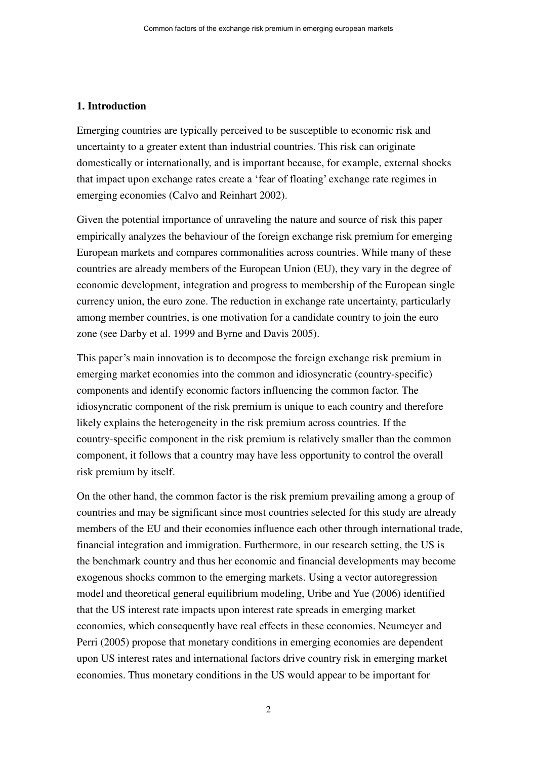## 1. Introduction

Emerging countries are typically perceived to be susceptible to economic risk and uncertainty to a greater extent than industrial countries. This risk can originate domestically or internationally, and is important because, for example, external shocks that impact upon exchange rates create a 'fear of floating' exchange rate regimes in emerging economies (Calvo and Reinhart 2002).

Given the potential importance of unraveling the nature and source of risk this paper empirically analyzes the behaviour of the foreign exchange risk premium for emerging European markets and compares commonalities across countries. While many of these countries are already members of the European Union (EU), they vary in the degree of economic development, integration and progress to membership of the European single currency union, the euro zone. The reduction in exchange rate uncertainty, particularly among member countries, is one motivation for a candidate country to join the euro zone (see Darby et al. 1999 and Byrne and Davis 2005).

This paper's main innovation is to decompose the foreign exchange risk premium in emerging market economies into the common and idiosyncratic (country-specific) components and identify economic factors influencing the common factor. The idiosyncratic component of the risk premium is unique to each country and therefore likely explains the heterogeneity in the risk premium across countries. If the country-specific component in the risk premium is relatively smaller than the common component, it follows that a country may have less opportunity to control the overall risk premium by itself.

On the other hand, the common factor is the risk premium prevailing among a group of countries and may be significant since most countries selected for this study are already members of the EU and their economies influence each other through international trade, financial integration and immigration. Furthermore, in our research setting, the US is the benchmark country and thus her economic and financial developments may become exogenous shocks common to the emerging markets. Using a vector autoregression model and theoretical general equilibrium modeling, Uribe and Yue (2006) identified that the US interest rate impacts upon interest rate spreads in emerging market economies, which consequently have real effects in these economies. Neumeyer and Perri (2005) propose that monetary conditions in emerging economies are dependent upon US interest rates and international factors drive country risk in emerging market economies. Thus monetary conditions in the US would appear to be important for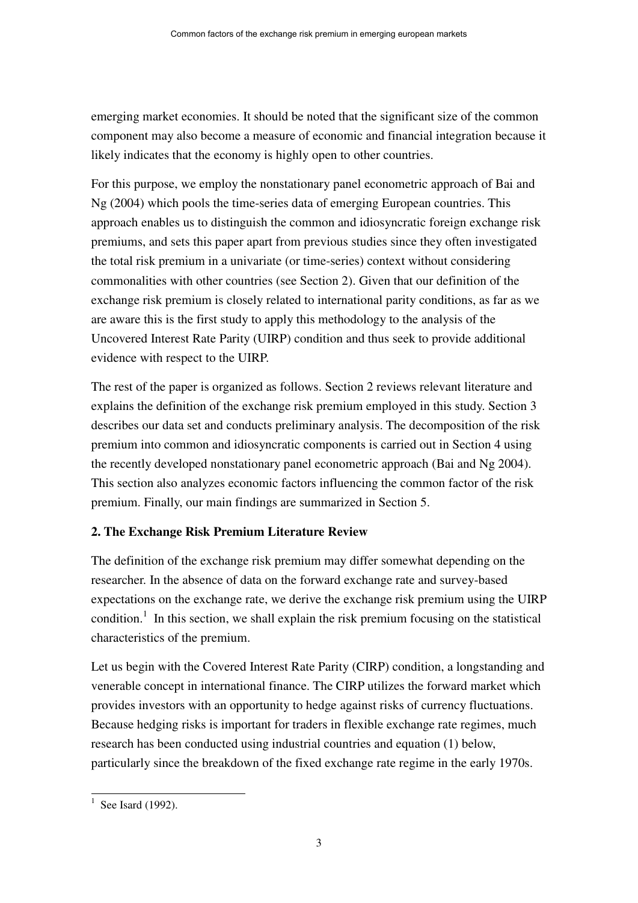emerging market economies. It should be noted that the significant size of the common component may also become a measure of economic and financial integration because it likely indicates that the economy is highly open to other countries.

For this purpose, we employ the nonstationary panel econometric approach of Bai and Ng (2004) which pools the time-series data of emerging European countries. This approach enables us to distinguish the common and idiosyncratic foreign exchange risk premiums, and sets this paper apart from previous studies since they often investigated the total risk premium in a univariate (or time-series) context without considering commonalities with other countries (see Section 2). Given that our definition of the exchange risk premium is closely related to international parity conditions, as far as we are aware this is the first study to apply this methodology to the analysis of the Uncovered Interest Rate Parity (UIRP) condition and thus seek to provide additional evidence with respect to the UIRP.

The rest of the paper is organized as follows. Section 2 reviews relevant literature and explains the definition of the exchange risk premium employed in this study. Section 3 describes our data set and conducts preliminary analysis. The decomposition of the risk premium into common and idiosyncratic components is carried out in Section 4 using the recently developed nonstationary panel econometric approach (Bai and Ng 2004). This section also analyzes economic factors influencing the common factor of the risk premium. Finally, our main findings are summarized in Section 5.

## 2. The Exchange Risk Premium Literature Review

The definition of the exchange risk premium may differ somewhat depending on the researcher. In the absence of data on the forward exchange rate and survey-based expectations on the exchange rate, we derive the exchange risk premium using the UIRP condition.[1] In this section, we shall explain the risk premium focusing on the statistical characteristics of the premium.

Let us begin with the Covered Interest Rate Parity (CIRP) condition, a longstanding and venerable concept in international finance. The CIRP utilizes the forward market which provides investors with an opportunity to hedge against risks of currency fluctuations. Because hedging risks is important for traders in flexible exchange rate regimes, much research has been conducted using industrial countries and equation (1) below, particularly since the breakdown of the fixed exchange rate regime in the early 1970s.

[1] See Isard (1992).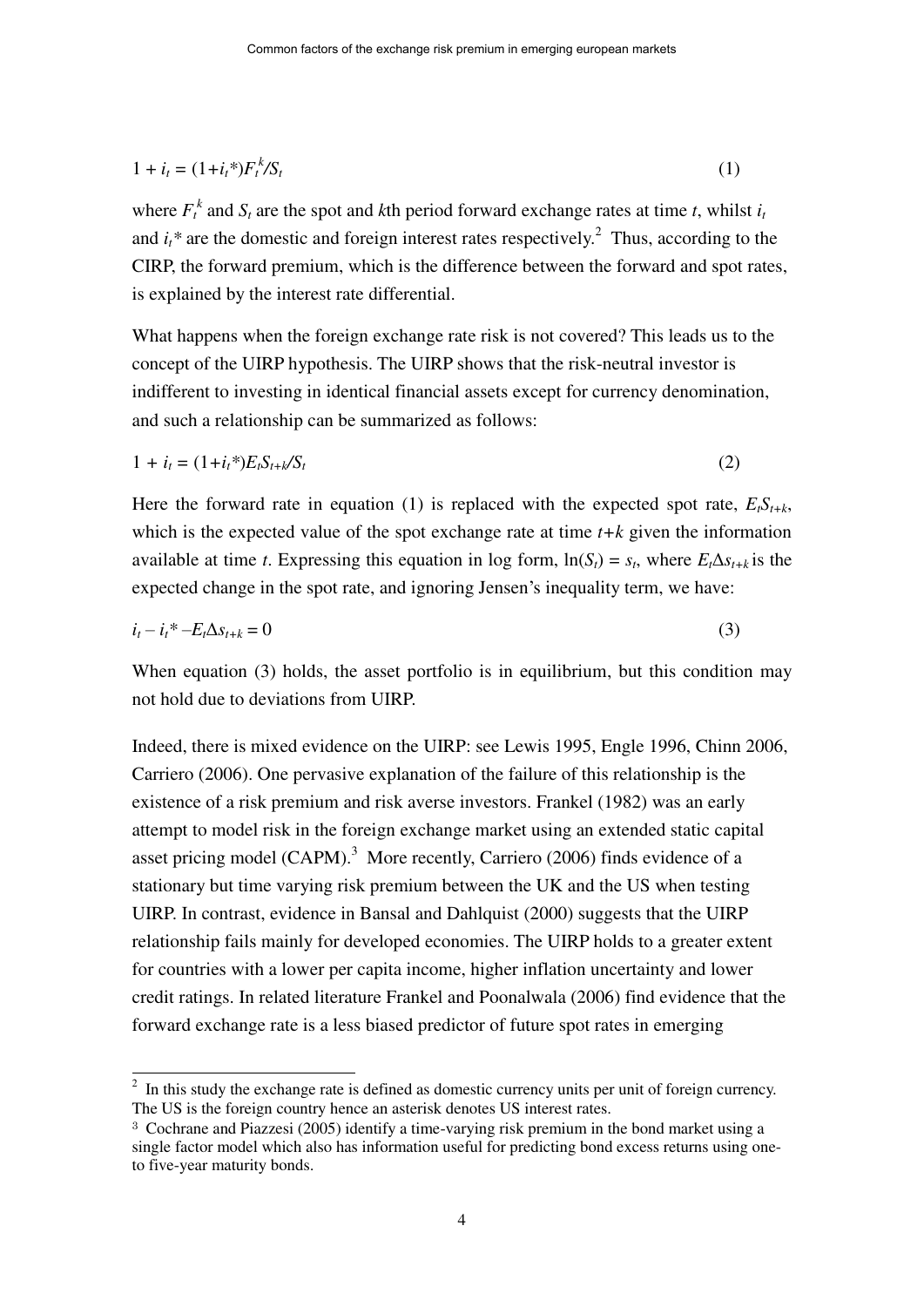$$1 + i_t = (1+i_t^*)F_t^k/S_t \qquad (1)$$

where $F_t^k$ and $S_t$ are the spot and $k$th period forward exchange rates at time $t$, whilst $i_t$ and $i_t^*$ are the domestic and foreign interest rates respectively.[2] Thus, according to the CIRP, the forward premium, which is the difference between the forward and spot rates, is explained by the interest rate differential.

What happens when the foreign exchange rate risk is not covered? This leads us to the concept of the UIRP hypothesis. The UIRP shows that the risk-neutral investor is indifferent to investing in identical financial assets except for currency denomination, and such a relationship can be summarized as follows:

$$1 + i_t = (1+i_t^*)E_tS_{t+k}/S_t \qquad (2)$$

Here the forward rate in equation (1) is replaced with the expected spot rate, $E_tS_{t+k}$, which is the expected value of the spot exchange rate at time $t+k$ given the information available at time $t$. Expressing this equation in log form, $\ln(S_t) = s_t$, where $E_t\Delta s_{t+k}$ is the expected change in the spot rate, and ignoring Jensen's inequality term, we have:

$$i_t - i_t^* - E_t\Delta s_{t+k} = 0 \qquad (3)$$

When equation (3) holds, the asset portfolio is in equilibrium, but this condition may not hold due to deviations from UIRP.

Indeed, there is mixed evidence on the UIRP: see Lewis 1995, Engle 1996, Chinn 2006, Carriero (2006). One pervasive explanation of the failure of this relationship is the existence of a risk premium and risk averse investors. Frankel (1982) was an early attempt to model risk in the foreign exchange market using an extended static capital asset pricing model (CAPM).[3] More recently, Carriero (2006) finds evidence of a stationary but time varying risk premium between the UK and the US when testing UIRP. In contrast, evidence in Bansal and Dahlquist (2000) suggests that the UIRP relationship fails mainly for developed economies. The UIRP holds to a greater extent for countries with a lower per capita income, higher inflation uncertainty and lower credit ratings. In related literature Frankel and Poonalwala (2006) find evidence that the forward exchange rate is a less biased predictor of future spot rates in emerging

---

[2] In this study the exchange rate is defined as domestic currency units per unit of foreign currency. The US is the foreign country hence an asterisk denotes US interest rates.

[3] Cochrane and Piazzesi (2005) identify a time-varying risk premium in the bond market using a single factor model which also has information useful for predicting bond excess returns using one- to five-year maturity bonds.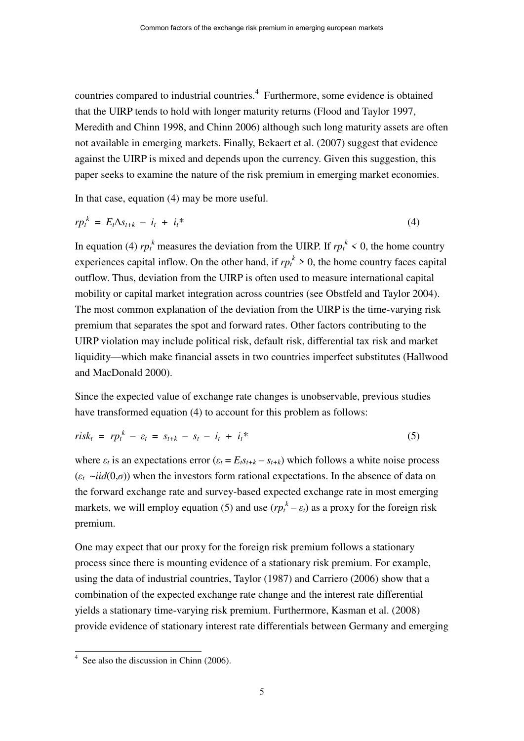countries compared to industrial countries.[4] Furthermore, some evidence is obtained that the UIRP tends to hold with longer maturity returns (Flood and Taylor 1997, Meredith and Chinn 1998, and Chinn 2006) although such long maturity assets are often not available in emerging markets. Finally, Bekaert et al. (2007) suggest that evidence against the UIRP is mixed and depends upon the currency. Given this suggestion, this paper seeks to examine the nature of the risk premium in emerging market economies.

In that case, equation (4) may be more useful.

$$rp_t^k = E_t \Delta s_{t+k} - i_t + i_t^* \tag{4}$$

In equation (4) $rp_t^k$ measures the deviation from the UIRP. If $rp_t^k < 0$, the home country experiences capital inflow. On the other hand, if $rp_t^k > 0$, the home country faces capital outflow. Thus, deviation from the UIRP is often used to measure international capital mobility or capital market integration across countries (see Obstfeld and Taylor 2004). The most common explanation of the deviation from the UIRP is the time-varying risk premium that separates the spot and forward rates. Other factors contributing to the UIRP violation may include political risk, default risk, differential tax risk and market liquidity—which make financial assets in two countries imperfect substitutes (Hallwood and MacDonald 2000).

Since the expected value of exchange rate changes is unobservable, previous studies have transformed equation (4) to account for this problem as follows:

$$risk_t = rp_t^k - \varepsilon_t = s_{t+k} - s_t - i_t + i_t^* \tag{5}$$

where $\varepsilon_t$ is an expectations error ($\varepsilon_t = E_t s_{t+k} - s_{t+k}$) which follows a white noise process ($\varepsilon_t \sim iid(0,\sigma)$) when the investors form rational expectations. In the absence of data on the forward exchange rate and survey-based expected exchange rate in most emerging markets, we will employ equation (5) and use ($rp_t^k - \varepsilon_t$) as a proxy for the foreign risk premium.

One may expect that our proxy for the foreign risk premium follows a stationary process since there is mounting evidence of a stationary risk premium. For example, using the data of industrial countries, Taylor (1987) and Carriero (2006) show that a combination of the expected exchange rate change and the interest rate differential yields a stationary time-varying risk premium. Furthermore, Kasman et al. (2008) provide evidence of stationary interest rate differentials between Germany and emerging

[4] See also the discussion in Chinn (2006).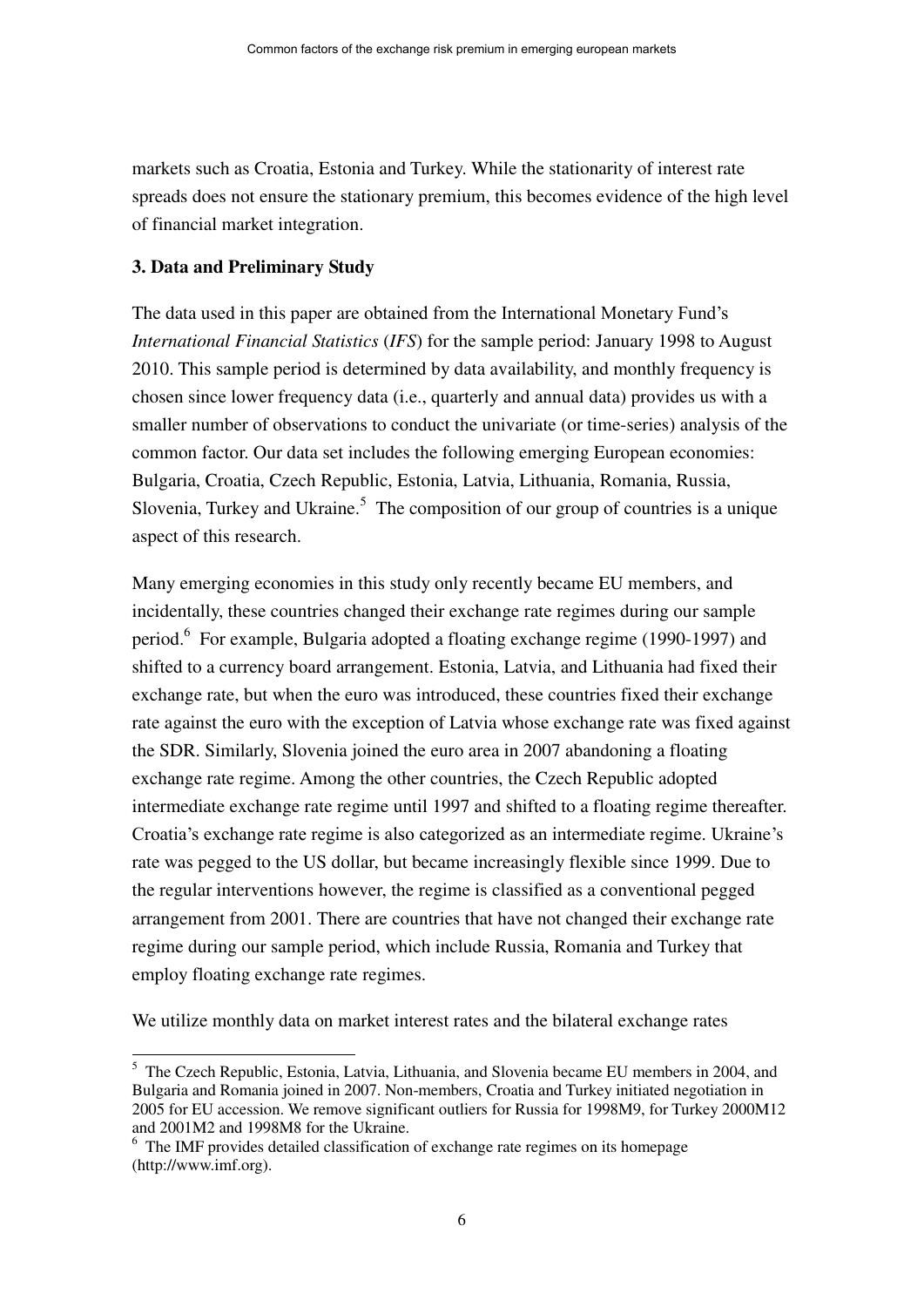markets such as Croatia, Estonia and Turkey. While the stationarity of interest rate spreads does not ensure the stationary premium, this becomes evidence of the high level of financial market integration.

### 3. Data and Preliminary Study

The data used in this paper are obtained from the International Monetary Fund's *International Financial Statistics* (*IFS*) for the sample period: January 1998 to August 2010. This sample period is determined by data availability, and monthly frequency is chosen since lower frequency data (i.e., quarterly and annual data) provides us with a smaller number of observations to conduct the univariate (or time-series) analysis of the common factor. Our data set includes the following emerging European economies: Bulgaria, Croatia, Czech Republic, Estonia, Latvia, Lithuania, Romania, Russia, Slovenia, Turkey and Ukraine.[5] The composition of our group of countries is a unique aspect of this research.

Many emerging economies in this study only recently became EU members, and incidentally, these countries changed their exchange rate regimes during our sample period.[6] For example, Bulgaria adopted a floating exchange regime (1990-1997) and shifted to a currency board arrangement. Estonia, Latvia, and Lithuania had fixed their exchange rate, but when the euro was introduced, these countries fixed their exchange rate against the euro with the exception of Latvia whose exchange rate was fixed against the SDR. Similarly, Slovenia joined the euro area in 2007 abandoning a floating exchange rate regime. Among the other countries, the Czech Republic adopted intermediate exchange rate regime until 1997 and shifted to a floating regime thereafter. Croatia's exchange rate regime is also categorized as an intermediate regime. Ukraine's rate was pegged to the US dollar, but became increasingly flexible since 1999. Due to the regular interventions however, the regime is classified as a conventional pegged arrangement from 2001. There are countries that have not changed their exchange rate regime during our sample period, which include Russia, Romania and Turkey that employ floating exchange rate regimes.

We utilize monthly data on market interest rates and the bilateral exchange rates

[5] The Czech Republic, Estonia, Latvia, Lithuania, and Slovenia became EU members in 2004, and Bulgaria and Romania joined in 2007. Non-members, Croatia and Turkey initiated negotiation in 2005 for EU accession. We remove significant outliers for Russia for 1998M9, for Turkey 2000M12 and 2001M2 and 1998M8 for the Ukraine.

[6] The IMF provides detailed classification of exchange rate regimes on its homepage (http://www.imf.org).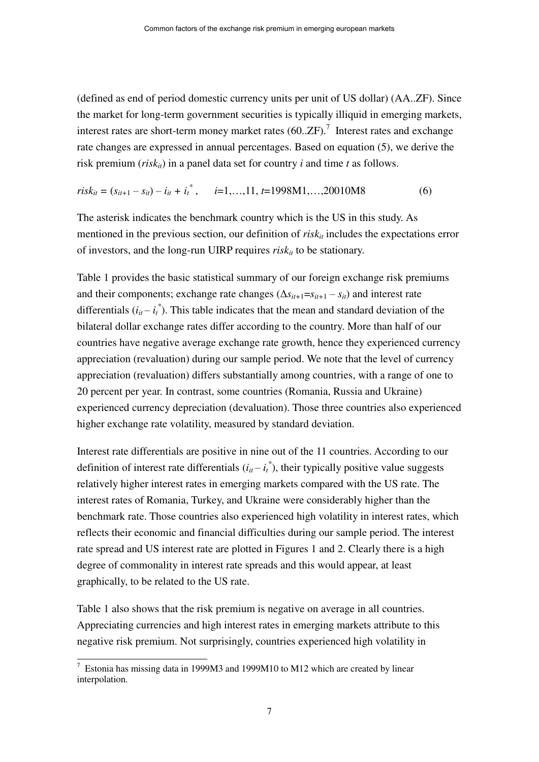(defined as end of period domestic currency units per unit of US dollar) (AA..ZF). Since the market for long-term government securities is typically illiquid in emerging markets, interest rates are short-term money market rates (60..ZF).[7] Interest rates and exchange rate changes are expressed in annual percentages. Based on equation (5), we derive the risk premium ($risk_{it}$) in a panel data set for country $i$ and time $t$ as follows.

$$risk_{it} = (s_{it+1} - s_{it}) - i_{it} + i_t^*, \quad i=1,\ldots,11,\ t=1998\text{M}1,\ldots,20010\text{M}8 \qquad (6)$$

The asterisk indicates the benchmark country which is the US in this study. As mentioned in the previous section, our definition of $risk_{it}$ includes the expectations error of investors, and the long-run UIRP requires $risk_{it}$ to be stationary.

Table 1 provides the basic statistical summary of our foreign exchange risk premiums and their components; exchange rate changes ($\Delta s_{it+1}=s_{it+1} - s_{it}$) and interest rate differentials ($i_{it} - i_t^*$). This table indicates that the mean and standard deviation of the bilateral dollar exchange rates differ according to the country. More than half of our countries have negative average exchange rate growth, hence they experienced currency appreciation (revaluation) during our sample period. We note that the level of currency appreciation (revaluation) differs substantially among countries, with a range of one to 20 percent per year. In contrast, some countries (Romania, Russia and Ukraine) experienced currency depreciation (devaluation). Those three countries also experienced higher exchange rate volatility, measured by standard deviation.

Interest rate differentials are positive in nine out of the 11 countries. According to our definition of interest rate differentials ($i_{it} - i_t^*$), their typically positive value suggests relatively higher interest rates in emerging markets compared with the US rate. The interest rates of Romania, Turkey, and Ukraine were considerably higher than the benchmark rate. Those countries also experienced high volatility in interest rates, which reflects their economic and financial difficulties during our sample period. The interest rate spread and US interest rate are plotted in Figures 1 and 2. Clearly there is a high degree of commonality in interest rate spreads and this would appear, at least graphically, to be related to the US rate.

Table 1 also shows that the risk premium is negative on average in all countries. Appreciating currencies and high interest rates in emerging markets attribute to this negative risk premium. Not surprisingly, countries experienced high volatility in

[7] Estonia has missing data in 1999M3 and 1999M10 to M12 which are created by linear interpolation.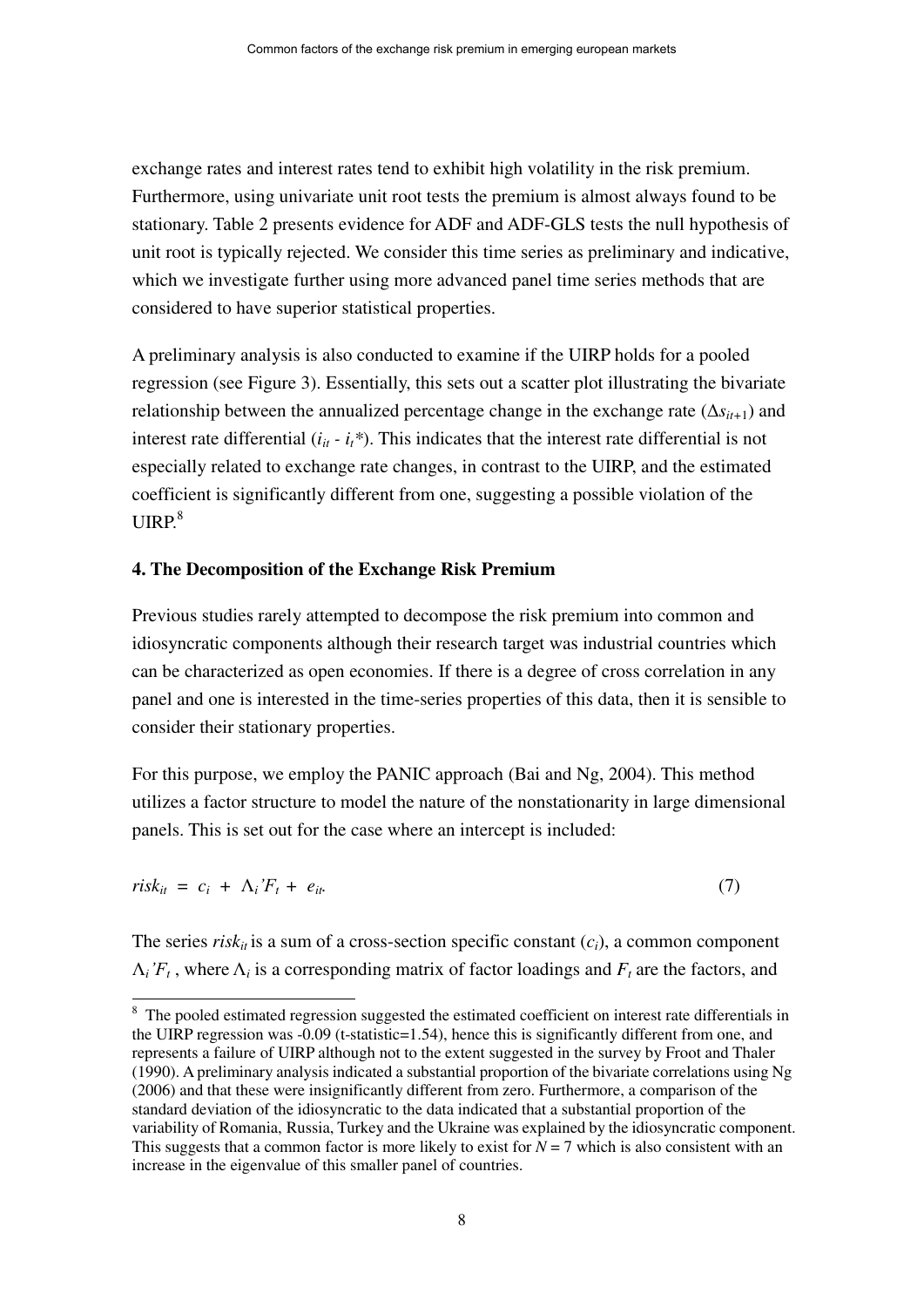exchange rates and interest rates tend to exhibit high volatility in the risk premium. Furthermore, using univariate unit root tests the premium is almost always found to be stationary. Table 2 presents evidence for ADF and ADF-GLS tests the null hypothesis of unit root is typically rejected. We consider this time series as preliminary and indicative, which we investigate further using more advanced panel time series methods that are considered to have superior statistical properties.

A preliminary analysis is also conducted to examine if the UIRP holds for a pooled regression (see Figure 3). Essentially, this sets out a scatter plot illustrating the bivariate relationship between the annualized percentage change in the exchange rate ($\Delta s_{it+1}$) and interest rate differential ($i_{it}$ - $i_t$*). This indicates that the interest rate differential is not especially related to exchange rate changes, in contrast to the UIRP, and the estimated coefficient is significantly different from one, suggesting a possible violation of the UIRP.[8]

## 4. The Decomposition of the Exchange Risk Premium

Previous studies rarely attempted to decompose the risk premium into common and idiosyncratic components although their research target was industrial countries which can be characterized as open economies. If there is a degree of cross correlation in any panel and one is interested in the time-series properties of this data, then it is sensible to consider their stationary properties.

For this purpose, we employ the PANIC approach (Bai and Ng, 2004). This method utilizes a factor structure to model the nature of the nonstationarity in large dimensional panels. This is set out for the case where an intercept is included:

$$risk_{it} = c_i + \Lambda_i' F_t + e_{it}. \tag{7}$$

The series $risk_{it}$ is a sum of a cross-section specific constant ($c_i$), a common component $\Lambda_i' F_t$, where $\Lambda_i$ is a corresponding matrix of factor loadings and $F_t$ are the factors, and

---

[8] The pooled estimated regression suggested the estimated coefficient on interest rate differentials in the UIRP regression was -0.09 (t-statistic=1.54), hence this is significantly different from one, and represents a failure of UIRP although not to the extent suggested in the survey by Froot and Thaler (1990). A preliminary analysis indicated a substantial proportion of the bivariate correlations using Ng (2006) and that these were insignificantly different from zero. Furthermore, a comparison of the standard deviation of the idiosyncratic to the data indicated that a substantial proportion of the variability of Romania, Russia, Turkey and the Ukraine was explained by the idiosyncratic component. This suggests that a common factor is more likely to exist for $N = 7$ which is also consistent with an increase in the eigenvalue of this smaller panel of countries.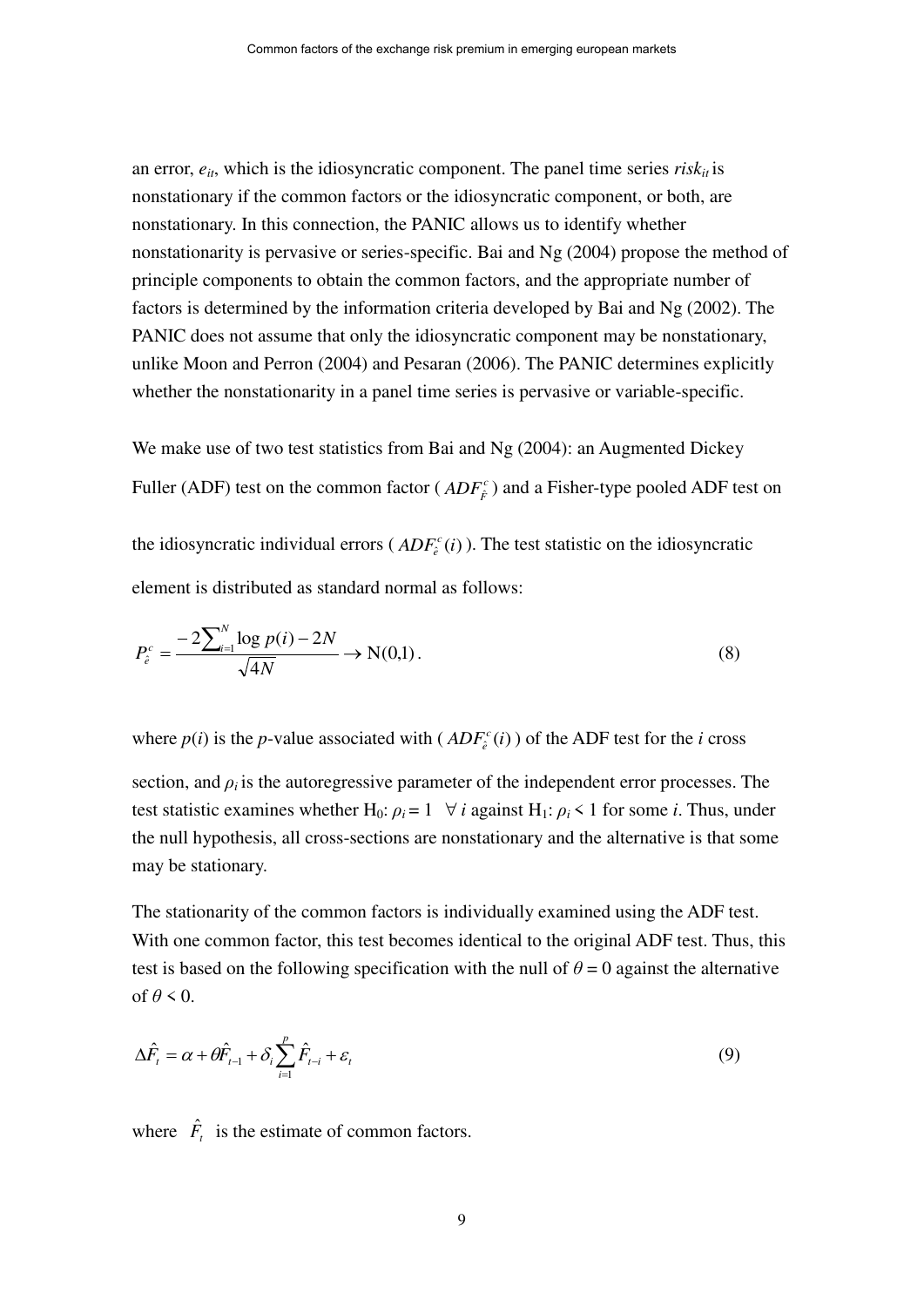an error, $e_{it}$, which is the idiosyncratic component. The panel time series $risk_{it}$ is nonstationary if the common factors or the idiosyncratic component, or both, are nonstationary. In this connection, the PANIC allows us to identify whether nonstationarity is pervasive or series-specific. Bai and Ng (2004) propose the method of principle components to obtain the common factors, and the appropriate number of factors is determined by the information criteria developed by Bai and Ng (2002). The PANIC does not assume that only the idiosyncratic component may be nonstationary, unlike Moon and Perron (2004) and Pesaran (2006). The PANIC determines explicitly whether the nonstationarity in a panel time series is pervasive or variable-specific.

We make use of two test statistics from Bai and Ng (2004): an Augmented Dickey Fuller (ADF) test on the common factor ( $ADF_{\hat{F}}^{c}$ ) and a Fisher-type pooled ADF test on the idiosyncratic individual errors ( $ADF_{\hat{e}}^{c}(i)$ ). The test statistic on the idiosyncratic element is distributed as standard normal as follows:

$$P_{\hat{e}}^{c} = \frac{-2\sum_{i=1}^{N} \log p(i) - 2N}{\sqrt{4N}} \rightarrow \mathrm{N}(0,1)\,. \tag{8}$$

where $p(i)$ is the $p$-value associated with ( $ADF_{\hat{e}}^{c}(i)$ ) of the ADF test for the $i$ cross section, and $\rho_i$ is the autoregressive parameter of the independent error processes. The test statistic examines whether $H_0$: $\rho_i = 1 \quad \forall\, i$ against $H_1$: $\rho_i < 1$ for some $i$. Thus, under the null hypothesis, all cross-sections are nonstationary and the alternative is that some may be stationary.

The stationarity of the common factors is individually examined using the ADF test. With one common factor, this test becomes identical to the original ADF test. Thus, this test is based on the following specification with the null of $\theta = 0$ against the alternative of $\theta < 0$.

$$\Delta\hat{F}_t = \alpha + \theta\hat{F}_{t-1} + \delta_i \sum_{i=1}^{p} \hat{F}_{t-i} + \varepsilon_t \tag{9}$$

where $\hat{F}_t$ is the estimate of common factors.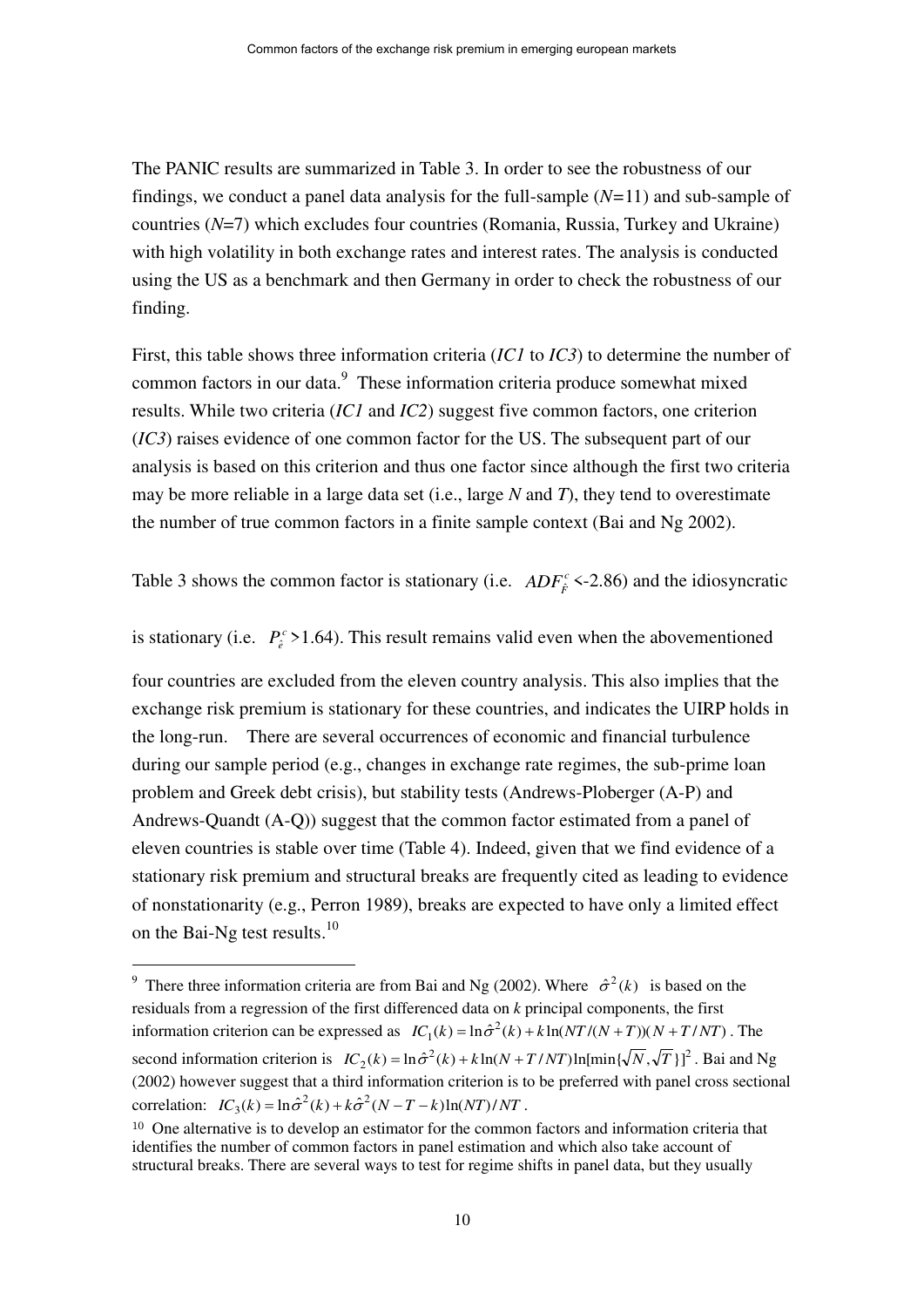The PANIC results are summarized in Table 3. In order to see the robustness of our findings, we conduct a panel data analysis for the full-sample ($N$=11) and sub-sample of countries ($N$=7) which excludes four countries (Romania, Russia, Turkey and Ukraine) with high volatility in both exchange rates and interest rates. The analysis is conducted using the US as a benchmark and then Germany in order to check the robustness of our finding.

First, this table shows three information criteria (*IC1* to *IC3*) to determine the number of common factors in our data.[9] These information criteria produce somewhat mixed results. While two criteria (*IC1* and *IC2*) suggest five common factors, one criterion (*IC3*) raises evidence of one common factor for the US. The subsequent part of our analysis is based on this criterion and thus one factor since although the first two criteria may be more reliable in a large data set (i.e., large $N$ and $T$), they tend to overestimate the number of true common factors in a finite sample context (Bai and Ng 2002).

Table 3 shows the common factor is stationary (i.e. $ADF^c_{\hat{F}}$ <-2.86) and the idiosyncratic is stationary (i.e. $P^c_{\hat{e}}$ >1.64). This result remains valid even when the abovementioned four countries are excluded from the eleven country analysis. This also implies that the exchange risk premium is stationary for these countries, and indicates the UIRP holds in the long-run. There are several occurrences of economic and financial turbulence during our sample period (e.g., changes in exchange rate regimes, the sub-prime loan problem and Greek debt crisis), but stability tests (Andrews-Ploberger (A-P) and Andrews-Quandt (A-Q)) suggest that the common factor estimated from a panel of eleven countries is stable over time (Table 4). Indeed, given that we find evidence of a stationary risk premium and structural breaks are frequently cited as leading to evidence of nonstationarity (e.g., Perron 1989), breaks are expected to have only a limited effect on the Bai-Ng test results.[10]

---

[9] There three information criteria are from Bai and Ng (2002). Where $\hat{\sigma}^2(k)$ is based on the residuals from a regression of the first differenced data on $k$ principal components, the first information criterion can be expressed as $IC_1(k) = \ln\hat{\sigma}^2(k) + k\ln(NT/(N+T))(N+T/NT)$. The second information criterion is $IC_2(k) = \ln\hat{\sigma}^2(k) + k\ln(N+T/NT)\ln[\min\{\sqrt{N},\sqrt{T}\}]^2$. Bai and Ng (2002) however suggest that a third information criterion is to be preferred with panel cross sectional correlation: $IC_3(k) = \ln\hat{\sigma}^2(k) + k\hat{\sigma}^2(N-T-k)\ln(NT)/NT$.

[10] One alternative is to develop an estimator for the common factors and information criteria that identifies the number of common factors in panel estimation and which also take account of structural breaks. There are several ways to test for regime shifts in panel data, but they usually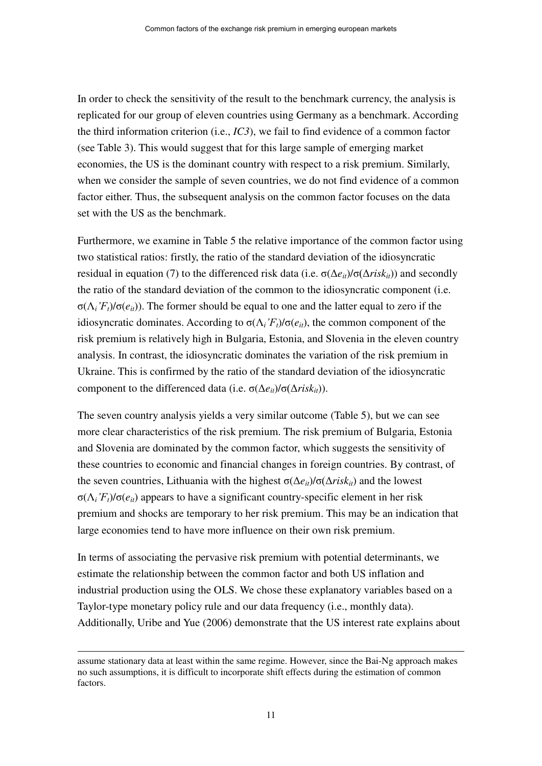In order to check the sensitivity of the result to the benchmark currency, the analysis is replicated for our group of eleven countries using Germany as a benchmark. According the third information criterion (i.e., *IC3*), we fail to find evidence of a common factor (see Table 3). This would suggest that for this large sample of emerging market economies, the US is the dominant country with respect to a risk premium. Similarly, when we consider the sample of seven countries, we do not find evidence of a common factor either. Thus, the subsequent analysis on the common factor focuses on the data set with the US as the benchmark.

Furthermore, we examine in Table 5 the relative importance of the common factor using two statistical ratios: firstly, the ratio of the standard deviation of the idiosyncratic residual in equation (7) to the differenced risk data (i.e. $\sigma(\Delta e_{it})/\sigma(\Delta risk_{it})$) and secondly the ratio of the standard deviation of the common to the idiosyncratic component (i.e. $\sigma(\Lambda_i' F_t)/\sigma(e_{it})$). The former should be equal to one and the latter equal to zero if the idiosyncratic dominates. According to $\sigma(\Lambda_i' F_t)/\sigma(e_{it})$, the common component of the risk premium is relatively high in Bulgaria, Estonia, and Slovenia in the eleven country analysis. In contrast, the idiosyncratic dominates the variation of the risk premium in Ukraine. This is confirmed by the ratio of the standard deviation of the idiosyncratic component to the differenced data (i.e. $\sigma(\Delta e_{it})/\sigma(\Delta risk_{it})$).

The seven country analysis yields a very similar outcome (Table 5), but we can see more clear characteristics of the risk premium. The risk premium of Bulgaria, Estonia and Slovenia are dominated by the common factor, which suggests the sensitivity of these countries to economic and financial changes in foreign countries. By contrast, of the seven countries, Lithuania with the highest $\sigma(\Delta e_{it})/\sigma(\Delta risk_{it})$ and the lowest $\sigma(\Lambda_i' F_t)/\sigma(e_{it})$ appears to have a significant country-specific element in her risk premium and shocks are temporary to her risk premium. This may be an indication that large economies tend to have more influence on their own risk premium.

In terms of associating the pervasive risk premium with potential determinants, we estimate the relationship between the common factor and both US inflation and industrial production using the OLS. We chose these explanatory variables based on a Taylor-type monetary policy rule and our data frequency (i.e., monthly data). Additionally, Uribe and Yue (2006) demonstrate that the US interest rate explains about

---

assume stationary data at least within the same regime. However, since the Bai-Ng approach makes no such assumptions, it is difficult to incorporate shift effects during the estimation of common factors.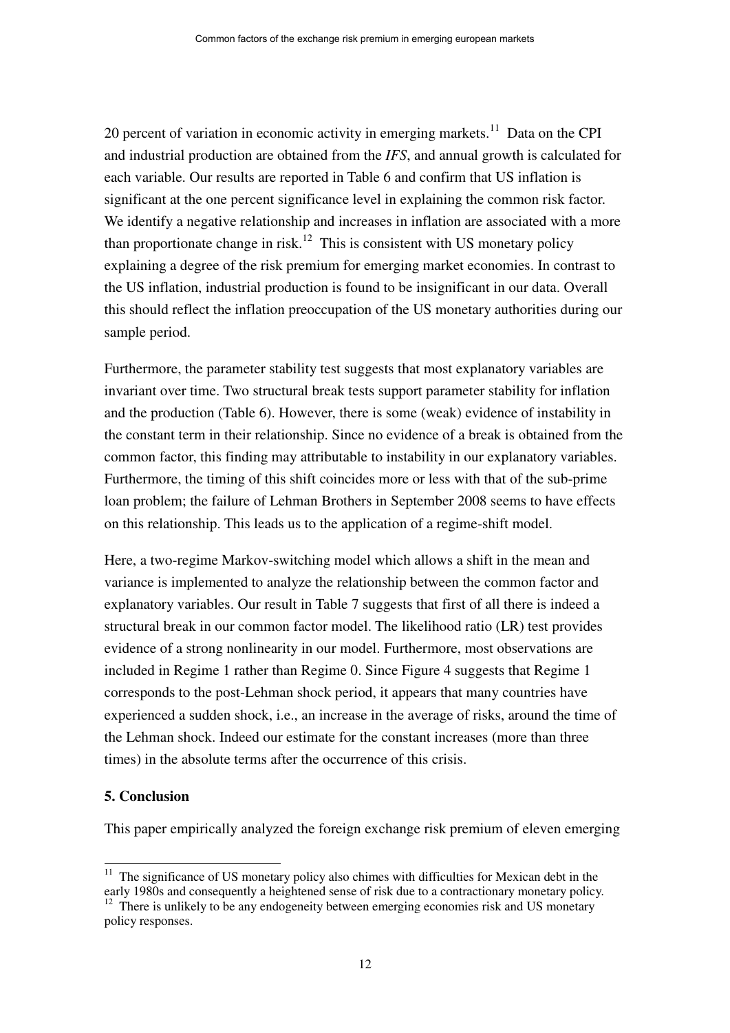20 percent of variation in economic activity in emerging markets.[11] Data on the CPI and industrial production are obtained from the *IFS*, and annual growth is calculated for each variable. Our results are reported in Table 6 and confirm that US inflation is significant at the one percent significance level in explaining the common risk factor. We identify a negative relationship and increases in inflation are associated with a more than proportionate change in risk.[12] This is consistent with US monetary policy explaining a degree of the risk premium for emerging market economies. In contrast to the US inflation, industrial production is found to be insignificant in our data. Overall this should reflect the inflation preoccupation of the US monetary authorities during our sample period.

Furthermore, the parameter stability test suggests that most explanatory variables are invariant over time. Two structural break tests support parameter stability for inflation and the production (Table 6). However, there is some (weak) evidence of instability in the constant term in their relationship. Since no evidence of a break is obtained from the common factor, this finding may attributable to instability in our explanatory variables. Furthermore, the timing of this shift coincides more or less with that of the sub-prime loan problem; the failure of Lehman Brothers in September 2008 seems to have effects on this relationship. This leads us to the application of a regime-shift model.

Here, a two-regime Markov-switching model which allows a shift in the mean and variance is implemented to analyze the relationship between the common factor and explanatory variables. Our result in Table 7 suggests that first of all there is indeed a structural break in our common factor model. The likelihood ratio (LR) test provides evidence of a strong nonlinearity in our model. Furthermore, most observations are included in Regime 1 rather than Regime 0. Since Figure 4 suggests that Regime 1 corresponds to the post-Lehman shock period, it appears that many countries have experienced a sudden shock, i.e., an increase in the average of risks, around the time of the Lehman shock. Indeed our estimate for the constant increases (more than three times) in the absolute terms after the occurrence of this crisis.

**5. Conclusion**

This paper empirically analyzed the foreign exchange risk premium of eleven emerging

---

[11] The significance of US monetary policy also chimes with difficulties for Mexican debt in the early 1980s and consequently a heightened sense of risk due to a contractionary monetary policy.

[12] There is unlikely to be any endogeneity between emerging economies risk and US monetary policy responses.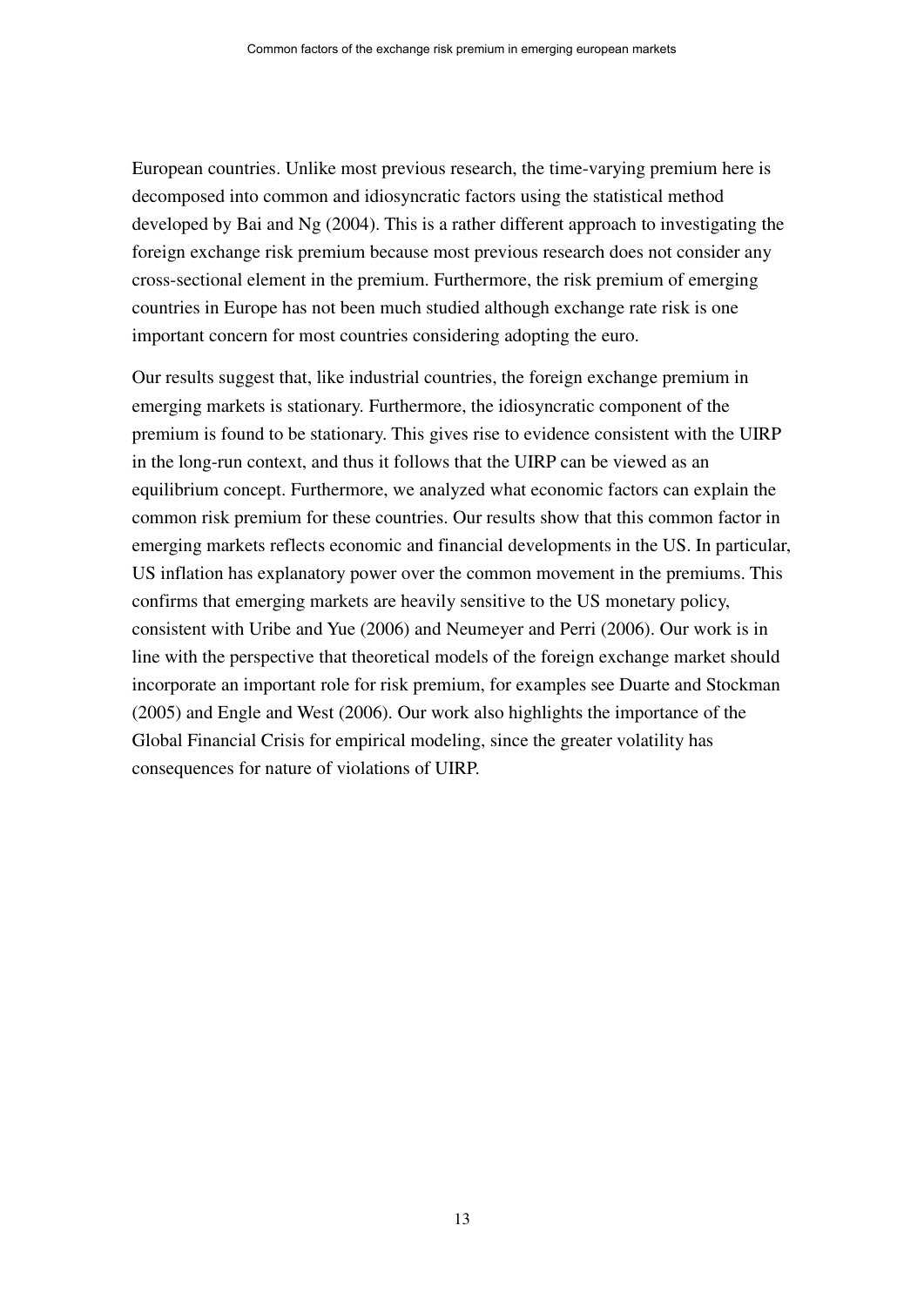European countries. Unlike most previous research, the time-varying premium here is decomposed into common and idiosyncratic factors using the statistical method developed by Bai and Ng (2004). This is a rather different approach to investigating the foreign exchange risk premium because most previous research does not consider any cross-sectional element in the premium. Furthermore, the risk premium of emerging countries in Europe has not been much studied although exchange rate risk is one important concern for most countries considering adopting the euro.

Our results suggest that, like industrial countries, the foreign exchange premium in emerging markets is stationary. Furthermore, the idiosyncratic component of the premium is found to be stationary. This gives rise to evidence consistent with the UIRP in the long-run context, and thus it follows that the UIRP can be viewed as an equilibrium concept. Furthermore, we analyzed what economic factors can explain the common risk premium for these countries. Our results show that this common factor in emerging markets reflects economic and financial developments in the US. In particular, US inflation has explanatory power over the common movement in the premiums. This confirms that emerging markets are heavily sensitive to the US monetary policy, consistent with Uribe and Yue (2006) and Neumeyer and Perri (2006). Our work is in line with the perspective that theoretical models of the foreign exchange market should incorporate an important role for risk premium, for examples see Duarte and Stockman (2005) and Engle and West (2006). Our work also highlights the importance of the Global Financial Crisis for empirical modeling, since the greater volatility has consequences for nature of violations of UIRP.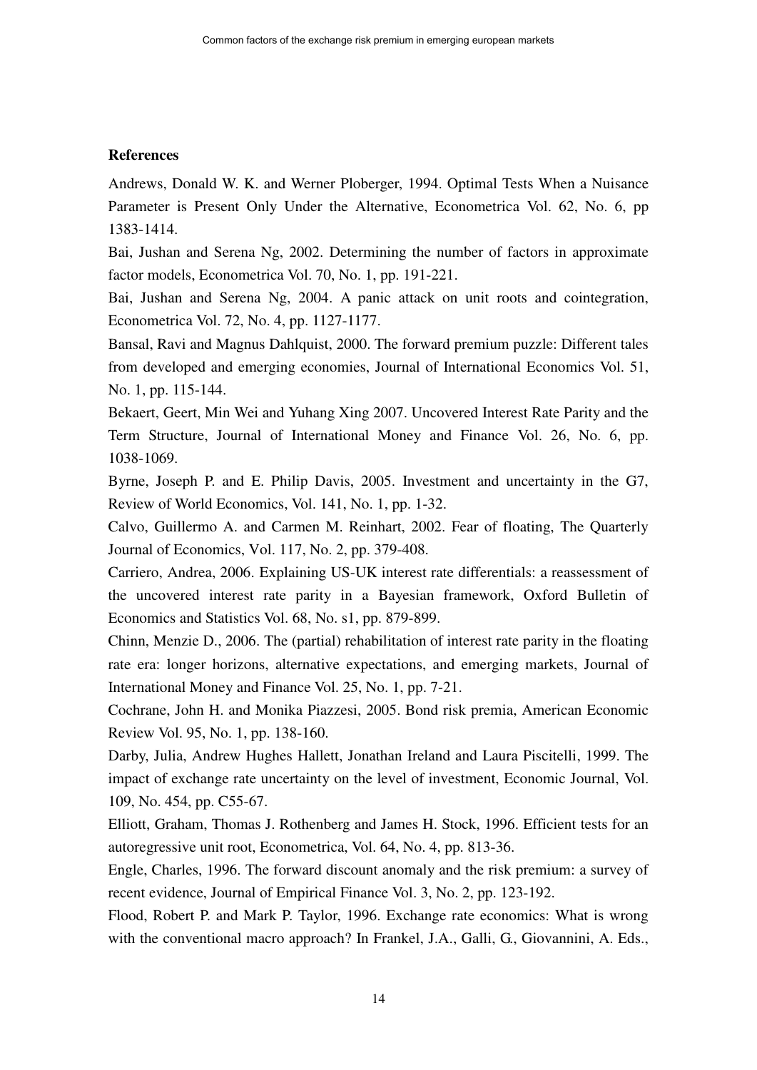**References**

Andrews, Donald W. K. and Werner Ploberger, 1994. Optimal Tests When a Nuisance Parameter is Present Only Under the Alternative, Econometrica Vol. 62, No. 6, pp 1383-1414.

Bai, Jushan and Serena Ng, 2002. Determining the number of factors in approximate factor models, Econometrica Vol. 70, No. 1, pp. 191-221.

Bai, Jushan and Serena Ng, 2004. A panic attack on unit roots and cointegration, Econometrica Vol. 72, No. 4, pp. 1127-1177.

Bansal, Ravi and Magnus Dahlquist, 2000. The forward premium puzzle: Different tales from developed and emerging economies, Journal of International Economics Vol. 51, No. 1, pp. 115-144.

Bekaert, Geert, Min Wei and Yuhang Xing 2007. Uncovered Interest Rate Parity and the Term Structure, Journal of International Money and Finance Vol. 26, No. 6, pp. 1038-1069.

Byrne, Joseph P. and E. Philip Davis, 2005. Investment and uncertainty in the G7, Review of World Economics, Vol. 141, No. 1, pp. 1-32.

Calvo, Guillermo A. and Carmen M. Reinhart, 2002. Fear of floating, The Quarterly Journal of Economics, Vol. 117, No. 2, pp. 379-408.

Carriero, Andrea, 2006. Explaining US-UK interest rate differentials: a reassessment of the uncovered interest rate parity in a Bayesian framework, Oxford Bulletin of Economics and Statistics Vol. 68, No. s1, pp. 879-899.

Chinn, Menzie D., 2006. The (partial) rehabilitation of interest rate parity in the floating rate era: longer horizons, alternative expectations, and emerging markets, Journal of International Money and Finance Vol. 25, No. 1, pp. 7-21.

Cochrane, John H. and Monika Piazzesi, 2005. Bond risk premia, American Economic Review Vol. 95, No. 1, pp. 138-160.

Darby, Julia, Andrew Hughes Hallett, Jonathan Ireland and Laura Piscitelli, 1999. The impact of exchange rate uncertainty on the level of investment, Economic Journal, Vol. 109, No. 454, pp. C55-67.

Elliott, Graham, Thomas J. Rothenberg and James H. Stock, 1996. Efficient tests for an autoregressive unit root, Econometrica, Vol. 64, No. 4, pp. 813-36.

Engle, Charles, 1996. The forward discount anomaly and the risk premium: a survey of recent evidence, Journal of Empirical Finance Vol. 3, No. 2, pp. 123-192.

Flood, Robert P. and Mark P. Taylor, 1996. Exchange rate economics: What is wrong with the conventional macro approach? In Frankel, J.A., Galli, G., Giovannini, A. Eds.,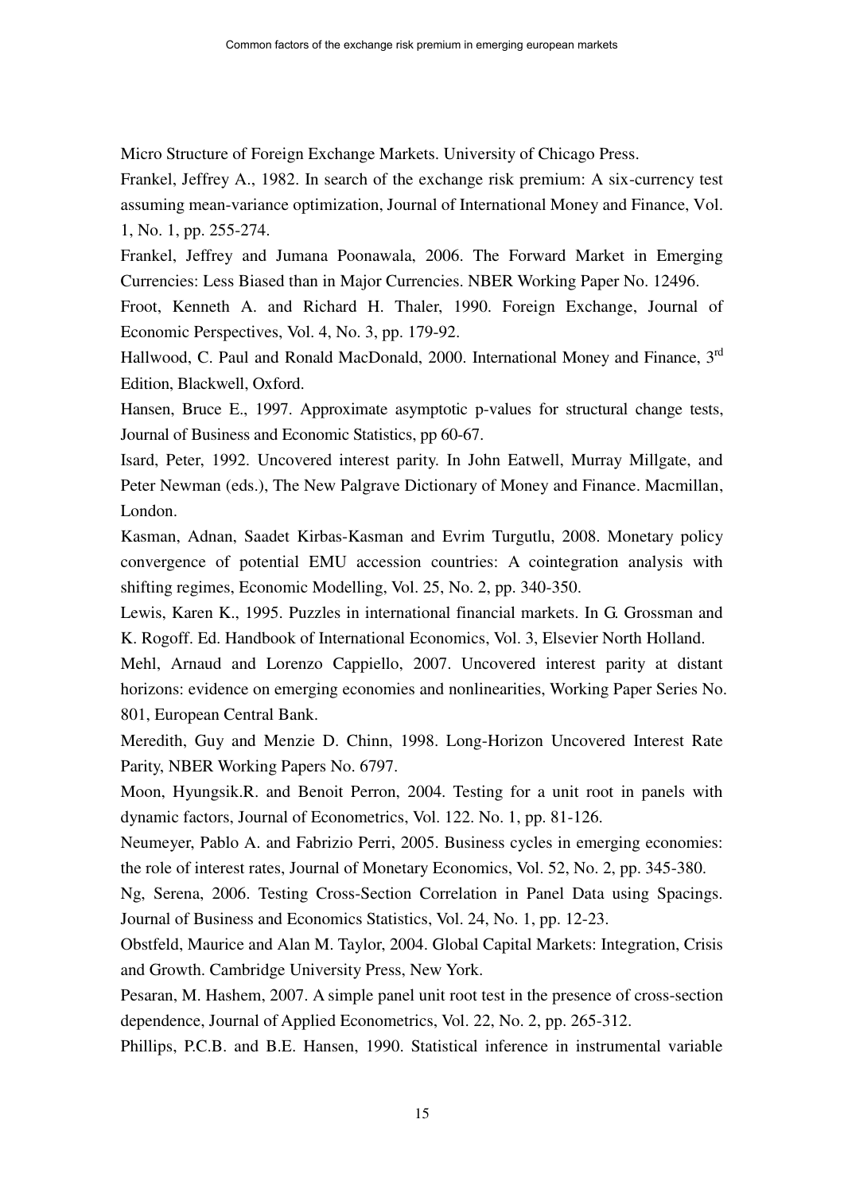Micro Structure of Foreign Exchange Markets. University of Chicago Press.

Frankel, Jeffrey A., 1982. In search of the exchange risk premium: A six-currency test assuming mean-variance optimization, Journal of International Money and Finance, Vol. 1, No. 1, pp. 255-274.

Frankel, Jeffrey and Jumana Poonawala, 2006. The Forward Market in Emerging Currencies: Less Biased than in Major Currencies. NBER Working Paper No. 12496.

Froot, Kenneth A. and Richard H. Thaler, 1990. Foreign Exchange, Journal of Economic Perspectives, Vol. 4, No. 3, pp. 179-92.

Hallwood, C. Paul and Ronald MacDonald, 2000. International Money and Finance, 3rd Edition, Blackwell, Oxford.

Hansen, Bruce E., 1997. Approximate asymptotic p-values for structural change tests, Journal of Business and Economic Statistics, pp 60-67.

Isard, Peter, 1992. Uncovered interest parity. In John Eatwell, Murray Millgate, and Peter Newman (eds.), The New Palgrave Dictionary of Money and Finance. Macmillan, London.

Kasman, Adnan, Saadet Kirbas-Kasman and Evrim Turgutlu, 2008. Monetary policy convergence of potential EMU accession countries: A cointegration analysis with shifting regimes, Economic Modelling, Vol. 25, No. 2, pp. 340-350.

Lewis, Karen K., 1995. Puzzles in international financial markets. In G. Grossman and K. Rogoff. Ed. Handbook of International Economics, Vol. 3, Elsevier North Holland.

Mehl, Arnaud and Lorenzo Cappiello, 2007. Uncovered interest parity at distant horizons: evidence on emerging economies and nonlinearities, Working Paper Series No. 801, European Central Bank.

Meredith, Guy and Menzie D. Chinn, 1998. Long-Horizon Uncovered Interest Rate Parity, NBER Working Papers No. 6797.

Moon, Hyungsik.R. and Benoit Perron, 2004. Testing for a unit root in panels with dynamic factors, Journal of Econometrics, Vol. 122. No. 1, pp. 81-126.

Neumeyer, Pablo A. and Fabrizio Perri, 2005. Business cycles in emerging economies: the role of interest rates, Journal of Monetary Economics, Vol. 52, No. 2, pp. 345-380.

Ng, Serena, 2006. Testing Cross-Section Correlation in Panel Data using Spacings. Journal of Business and Economics Statistics, Vol. 24, No. 1, pp. 12-23.

Obstfeld, Maurice and Alan M. Taylor, 2004. Global Capital Markets: Integration, Crisis and Growth. Cambridge University Press, New York.

Pesaran, M. Hashem, 2007. A simple panel unit root test in the presence of cross-section dependence, Journal of Applied Econometrics, Vol. 22, No. 2, pp. 265-312.

Phillips, P.C.B. and B.E. Hansen, 1990. Statistical inference in instrumental variable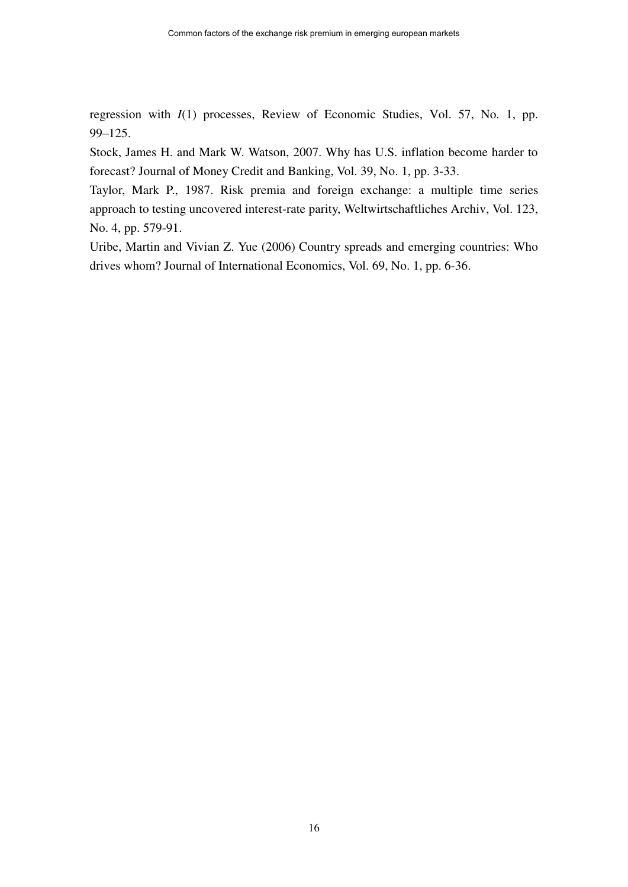regression with $I(1)$ processes, Review of Economic Studies, Vol. 57, No. 1, pp. 99–125.

Stock, James H. and Mark W. Watson, 2007. Why has U.S. inflation become harder to forecast? Journal of Money Credit and Banking, Vol. 39, No. 1, pp. 3-33.

Taylor, Mark P., 1987. Risk premia and foreign exchange: a multiple time series approach to testing uncovered interest-rate parity, Weltwirtschaftliches Archiv, Vol. 123, No. 4, pp. 579-91.

Uribe, Martin and Vivian Z. Yue (2006) Country spreads and emerging countries: Who drives whom? Journal of International Economics, Vol. 69, No. 1, pp. 6-36.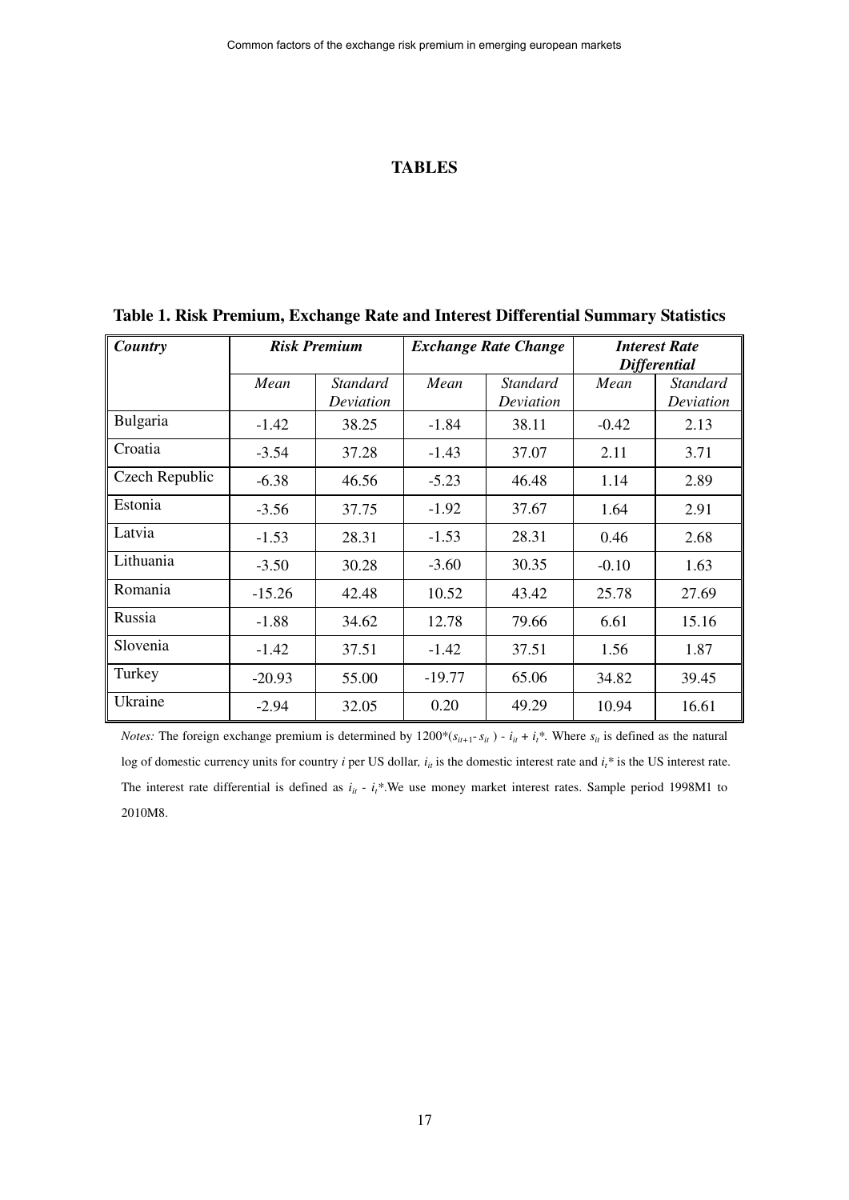# TABLES

**Table 1. Risk Premium, Exchange Rate and Interest Differential Summary Statistics**

| *Country* | *Risk Premium* | | *Exchange Rate Change* | | *Interest Rate Differential* | |
|---|---|---|---|---|---|---|
| | *Mean* | *Standard Deviation* | *Mean* | *Standard Deviation* | *Mean* | *Standard Deviation* |
| Bulgaria | -1.42 | 38.25 | -1.84 | 38.11 | -0.42 | 2.13 |
| Croatia | -3.54 | 37.28 | -1.43 | 37.07 | 2.11 | 3.71 |
| Czech Republic | -6.38 | 46.56 | -5.23 | 46.48 | 1.14 | 2.89 |
| Estonia | -3.56 | 37.75 | -1.92 | 37.67 | 1.64 | 2.91 |
| Latvia | -1.53 | 28.31 | -1.53 | 28.31 | 0.46 | 2.68 |
| Lithuania | -3.50 | 30.28 | -3.60 | 30.35 | -0.10 | 1.63 |
| Romania | -15.26 | 42.48 | 10.52 | 43.42 | 25.78 | 27.69 |
| Russia | -1.88 | 34.62 | 12.78 | 79.66 | 6.61 | 15.16 |
| Slovenia | -1.42 | 37.51 | -1.42 | 37.51 | 1.56 | 1.87 |
| Turkey | -20.93 | 55.00 | -19.77 | 65.06 | 34.82 | 39.45 |
| Ukraine | -2.94 | 32.05 | 0.20 | 49.29 | 10.94 | 16.61 |

*Notes:* The foreign exchange premium is determined by $1200*(s_{it+1} - s_{it}) - i_{it} + i_t^*$. Where $s_{it}$ is defined as the natural log of domestic currency units for country $i$ per US dollar, $i_{it}$ is the domestic interest rate and $i_t^*$ is the US interest rate. The interest rate differential is defined as $i_{it} - i_t^*$.We use money market interest rates. Sample period 1998M1 to 2010M8.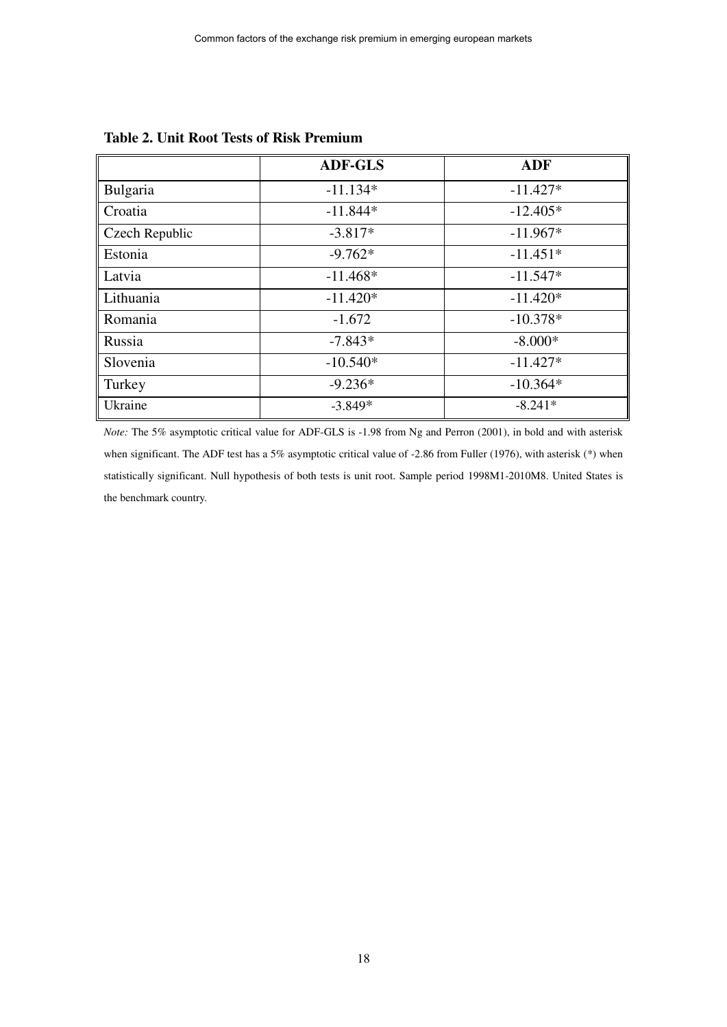**Table 2. Unit Root Tests of Risk Premium**

| | **ADF-GLS** | **ADF** |
|---|---|---|
| Bulgaria | -11.134* | -11.427* |
| Croatia | -11.844* | -12.405* |
| Czech Republic | -3.817* | -11.967* |
| Estonia | -9.762* | -11.451* |
| Latvia | -11.468* | -11.547* |
| Lithuania | -11.420* | -11.420* |
| Romania | -1.672 | -10.378* |
| Russia | -7.843* | -8.000* |
| Slovenia | -10.540* | -11.427* |
| Turkey | -9.236* | -10.364* |
| Ukraine | -3.849* | -8.241* |

*Note:* The 5% asymptotic critical value for ADF-GLS is -1.98 from Ng and Perron (2001), in bold and with asterisk when significant. The ADF test has a 5% asymptotic critical value of -2.86 from Fuller (1976), with asterisk (*) when statistically significant. Null hypothesis of both tests is unit root. Sample period 1998M1-2010M8. United States is the benchmark country.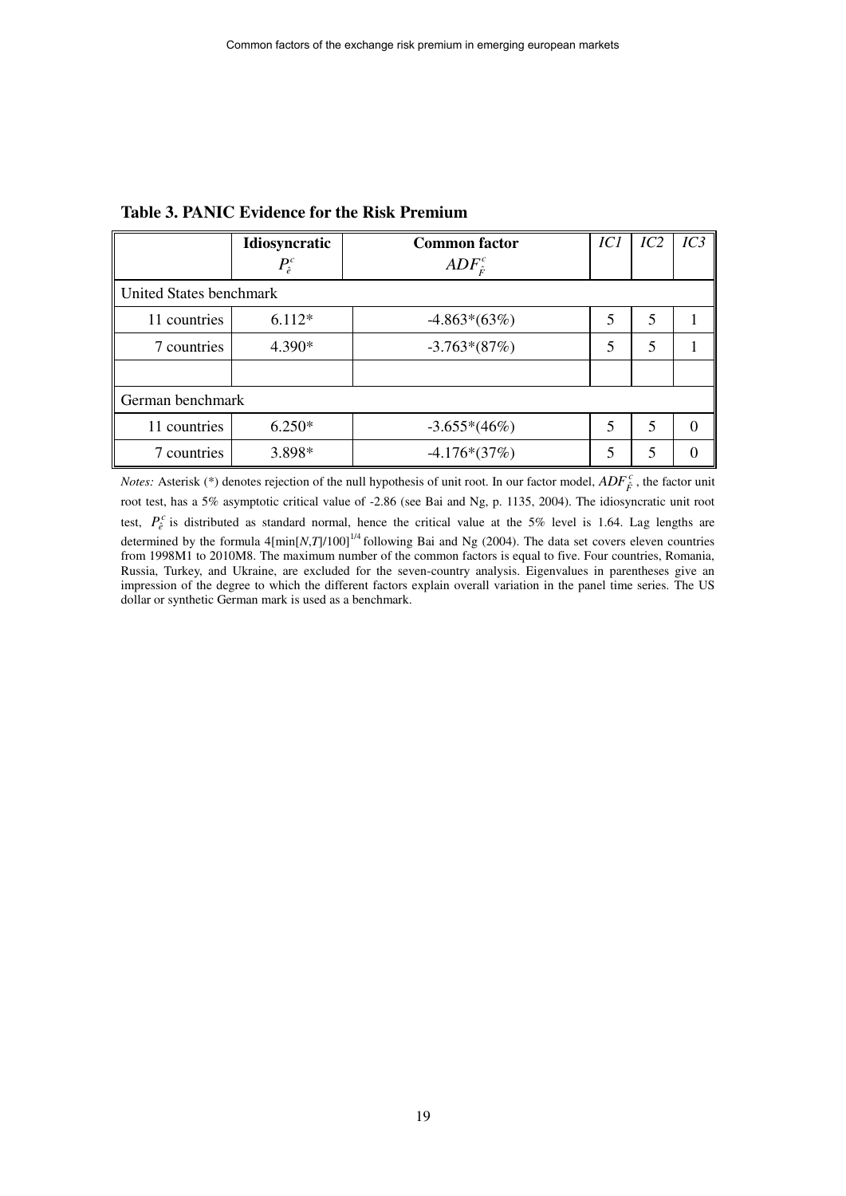**Table 3. PANIC Evidence for the Risk Premium**

| | **Idiosyncratic** $P_{\hat{e}}^{c}$ | **Common factor** $ADF_{\hat{F}}^{c}$ | *IC1* | *IC2* | *IC3* |
|---|---|---|---|---|---|
| United States benchmark | | | | | |
| 11 countries | 6.112* | -4.863*(63%) | 5 | 5 | 1 |
| 7 countries | 4.390* | -3.763*(87%) | 5 | 5 | 1 |
| | | | | | |
| German benchmark | | | | | |
| 11 countries | 6.250* | -3.655*(46%) | 5 | 5 | 0 |
| 7 countries | 3.898* | -4.176*(37%) | 5 | 5 | 0 |

*Notes:* Asterisk (*) denotes rejection of the null hypothesis of unit root. In our factor model, $ADF_{\hat{F}}^{c}$, the factor unit root test, has a 5% asymptotic critical value of -2.86 (see Bai and Ng, p. 1135, 2004). The idiosyncratic unit root test, $P_{\hat{e}}^{c}$ is distributed as standard normal, hence the critical value at the 5% level is 1.64. Lag lengths are determined by the formula $4[\min[N,T]/100]^{1/4}$ following Bai and Ng (2004). The data set covers eleven countries from 1998M1 to 2010M8. The maximum number of the common factors is equal to five. Four countries, Romania, Russia, Turkey, and Ukraine, are excluded for the seven-country analysis. Eigenvalues in parentheses give an impression of the degree to which the different factors explain overall variation in the panel time series. The US dollar or synthetic German mark is used as a benchmark.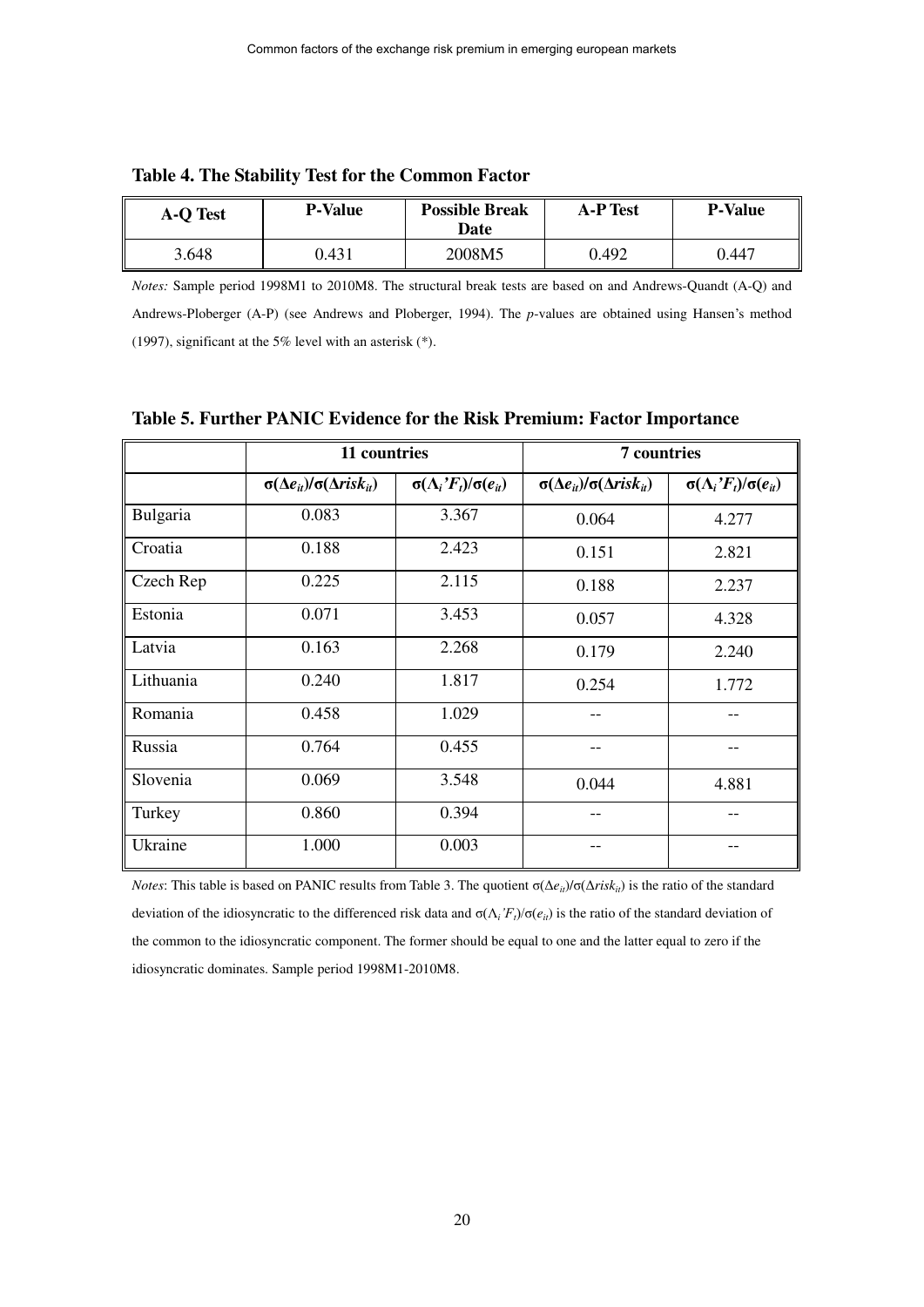**Table 4. The Stability Test for the Common Factor**

| A-Q Test | P-Value | Possible Break Date | A-P Test | P-Value |
|---|---|---|---|---|
| 3.648 | 0.431 | 2008M5 | 0.492 | 0.447 |

*Notes:* Sample period 1998M1 to 2010M8. The structural break tests are based on and Andrews-Quandt (A-Q) and Andrews-Ploberger (A-P) (see Andrews and Ploberger, 1994). The *p*-values are obtained using Hansen's method (1997), significant at the 5% level with an asterisk (*).

**Table 5. Further PANIC Evidence for the Risk Premium: Factor Importance**

| | 11 countries | | 7 countries | |
|---|---|---|---|---|
| | $\sigma(\Delta e_{it})/\sigma(\Delta risk_{it})$ | $\sigma(\Lambda_i{}'F_t)/\sigma(e_{it})$ | $\sigma(\Delta e_{it})/\sigma(\Delta risk_{it})$ | $\sigma(\Lambda_i{}'F_t)/\sigma(e_{it})$ |
| Bulgaria | 0.083 | 3.367 | 0.064 | 4.277 |
| Croatia | 0.188 | 2.423 | 0.151 | 2.821 |
| Czech Rep | 0.225 | 2.115 | 0.188 | 2.237 |
| Estonia | 0.071 | 3.453 | 0.057 | 4.328 |
| Latvia | 0.163 | 2.268 | 0.179 | 2.240 |
| Lithuania | 0.240 | 1.817 | 0.254 | 1.772 |
| Romania | 0.458 | 1.029 | -- | -- |
| Russia | 0.764 | 0.455 | -- | -- |
| Slovenia | 0.069 | 3.548 | 0.044 | 4.881 |
| Turkey | 0.860 | 0.394 | -- | -- |
| Ukraine | 1.000 | 0.003 | -- | -- |

*Notes*: This table is based on PANIC results from Table 3. The quotient $\sigma(\Delta e_{it})/\sigma(\Delta risk_{it})$ is the ratio of the standard deviation of the idiosyncratic to the differenced risk data and $\sigma(\Lambda_i{}'F_t)/\sigma(e_{it})$ is the ratio of the standard deviation of the common to the idiosyncratic component. The former should be equal to one and the latter equal to zero if the idiosyncratic dominates. Sample period 1998M1-2010M8.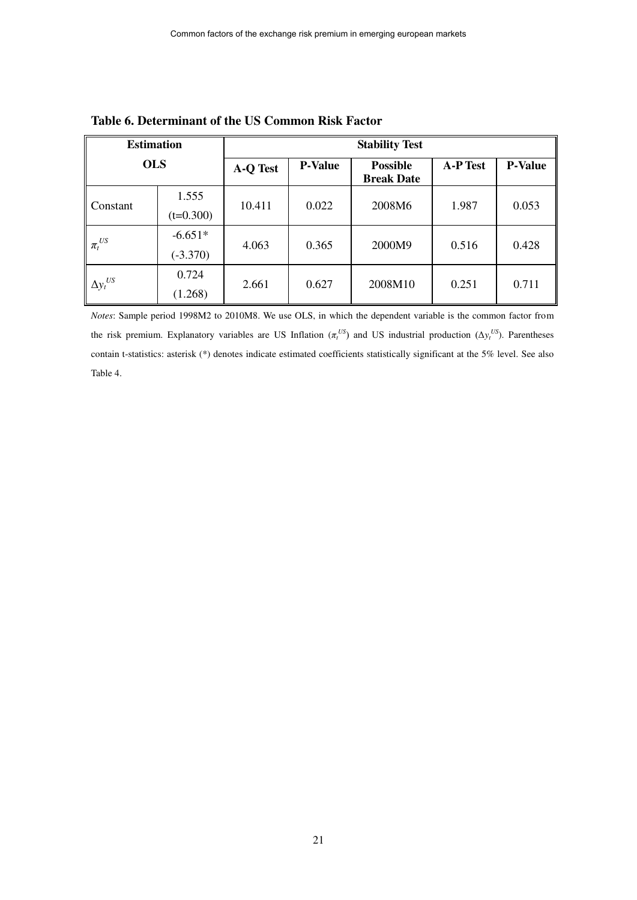**Table 6. Determinant of the US Common Risk Factor**

| Estimation OLS | | Stability Test | | | | |
|---|---|---|---|---|---|---|
| | | A-Q Test | P-Value | Possible Break Date | A-P Test | P-Value |
| Constant | 1.555 (t=0.300) | 10.411 | 0.022 | 2008M6 | 1.987 | 0.053 |
| $\pi_t^{US}$ | -6.651* (-3.370) | 4.063 | 0.365 | 2000M9 | 0.516 | 0.428 |
| $\Delta y_t^{US}$ | 0.724 (1.268) | 2.661 | 0.627 | 2008M10 | 0.251 | 0.711 |

*Notes*: Sample period 1998M2 to 2010M8. We use OLS, in which the dependent variable is the common factor from the risk premium. Explanatory variables are US Inflation ($\pi_t^{US}$) and US industrial production ($\Delta y_t^{US}$). Parentheses contain t-statistics: asterisk (*) denotes indicate estimated coefficients statistically significant at the 5% level. See also Table 4.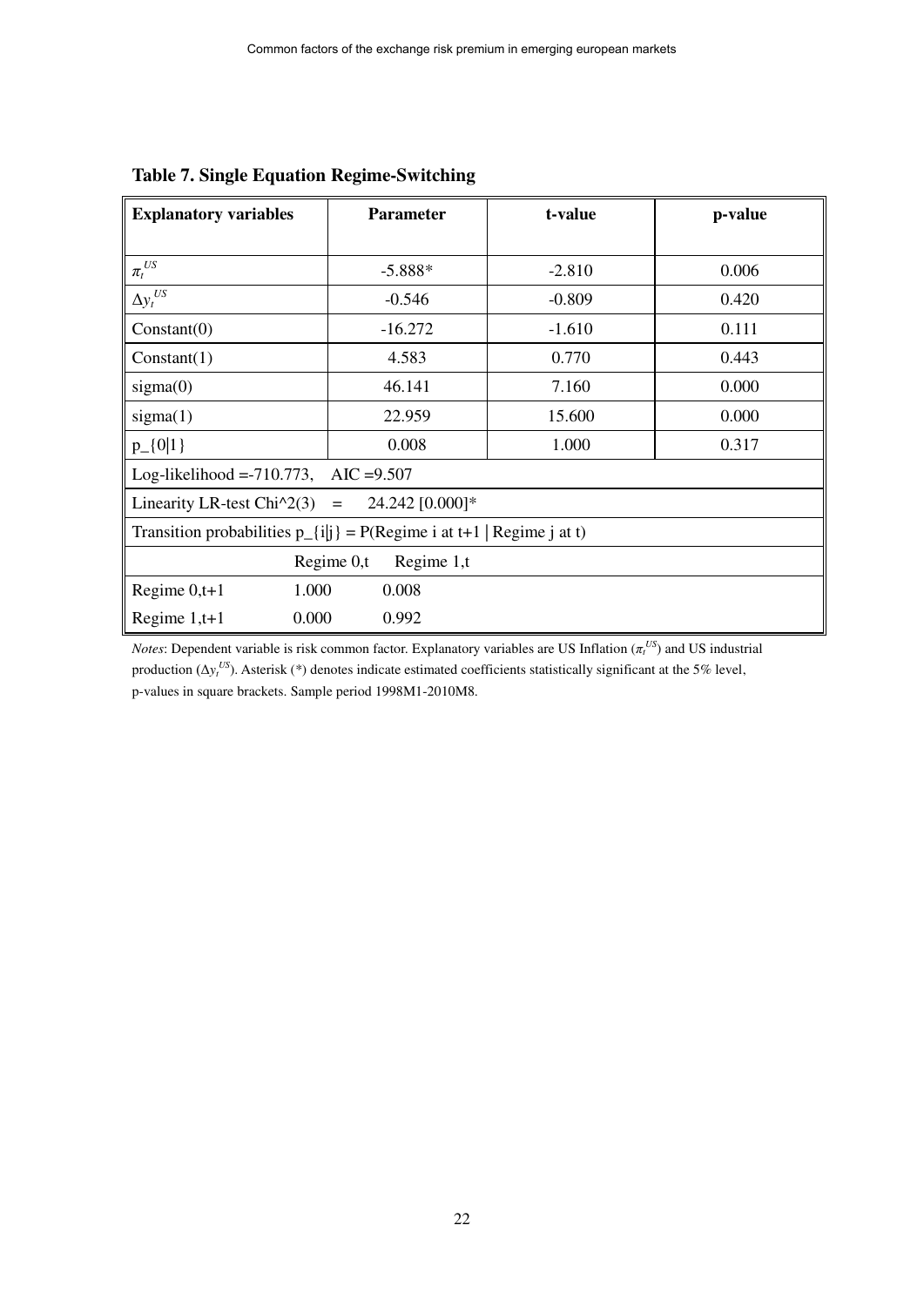**Table 7. Single Equation Regime-Switching**

| Explanatory variables | Parameter | t-value | p-value |
|---|---|---|---|
| $\pi_t^{US}$ | -5.888* | -2.810 | 0.006 |
| $\Delta y_t^{US}$ | -0.546 | -0.809 | 0.420 |
| Constant(0) | -16.272 | -1.610 | 0.111 |
| Constant(1) | 4.583 | 0.770 | 0.443 |
| sigma(0) | 46.141 | 7.160 | 0.000 |
| sigma(1) | 22.959 | 15.600 | 0.000 |
| p_{0\|1} | 0.008 | 1.000 | 0.317 |
| Log-likelihood =-710.773, AIC =9.507 | | | |
| Linearity LR-test Chi^2(3) = 24.242 [0.000]* | | | |
| Transition probabilities p_{i\|j} = P(Regime i at t+1 \| Regime j at t) | | | |
| | Regime 0,t | Regime 1,t | |
| Regime 0,t+1 | 1.000 | 0.008 | |
| Regime 1,t+1 | 0.000 | 0.992 | |

*Notes*: Dependent variable is risk common factor. Explanatory variables are US Inflation ($\pi_t^{US}$) and US industrial production ($\Delta y_t^{US}$). Asterisk (*) denotes indicate estimated coefficients statistically significant at the 5% level, p-values in square brackets. Sample period 1998M1-2010M8.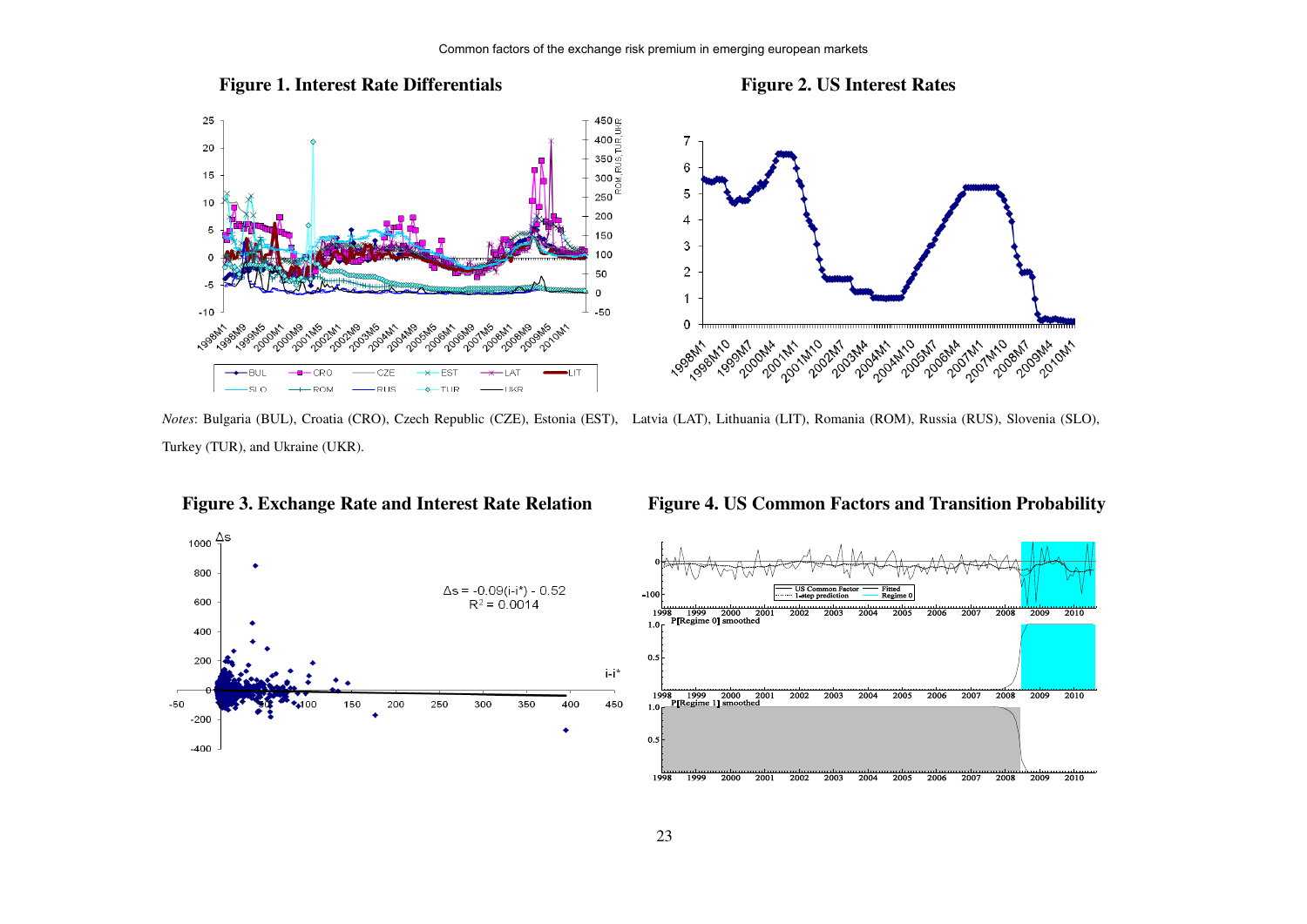**Figure 1. Interest Rate Differentials**

25
20
15
10
5
0
-5
-10

450
400
350
300
250
200
150
100
50
0
-50

ROM, RUS, TUR, UKR

1998M1 1998M9 1999M5 2000M1 2000M9 2001M5 2002M1 2002M9 2003M5 2004M1 2004M9 2005M5 2006M1 2006M9 2007M5 2008M1 2008M9 2009M5 2010M1

BUL CRO CZE EST LAT LIT SLO ROM RUS TUR UKR

**Figure 2. US Interest Rates**

7
6
5
4
3
2
1
0

1998M1 1998M10 1999M7 2000M4 2001M1 2001M10 2002M7 2003M4 2004M1 2004M10 2005M7 2006M4 2007M1 2007M10 2008M7 2009M4 2010M1

*Notes*: Bulgaria (BUL), Croatia (CRO), Czech Republic (CZE), Estonia (EST), Latvia (LAT), Lithuania (LIT), Romania (ROM), Russia (RUS), Slovenia (SLO), Turkey (TUR), and Ukraine (UKR).

**Figure 3. Exchange Rate and Interest Rate Relation**

$\Delta s$

1000
800
600
400
200
0
-200
-400

-50 0 50 100 150 200 250 300 350 400 450

$i-i^*$

$\Delta s = -0.09(i-i^*) - 0.52$

$R^2 = 0.0014$

**Figure 4. US Common Factors and Transition Probability**

0
-100

US Common Factor
1-step prediction
Fitted
Regime 0

1998 1999 2000 2001 2002 2003 2004 2005 2006 2007 2008 2009 2010

P[Regime 0] smoothed

1.0
0.5

1998 1999 2000 2001 2002 2003 2004 2005 2006 2007 2008 2009 2010

P[Regime 1] smoothed

1.0
0.5

1998 1999 2000 2001 2002 2003 2004 2005 2006 2007 2008 2009 2010